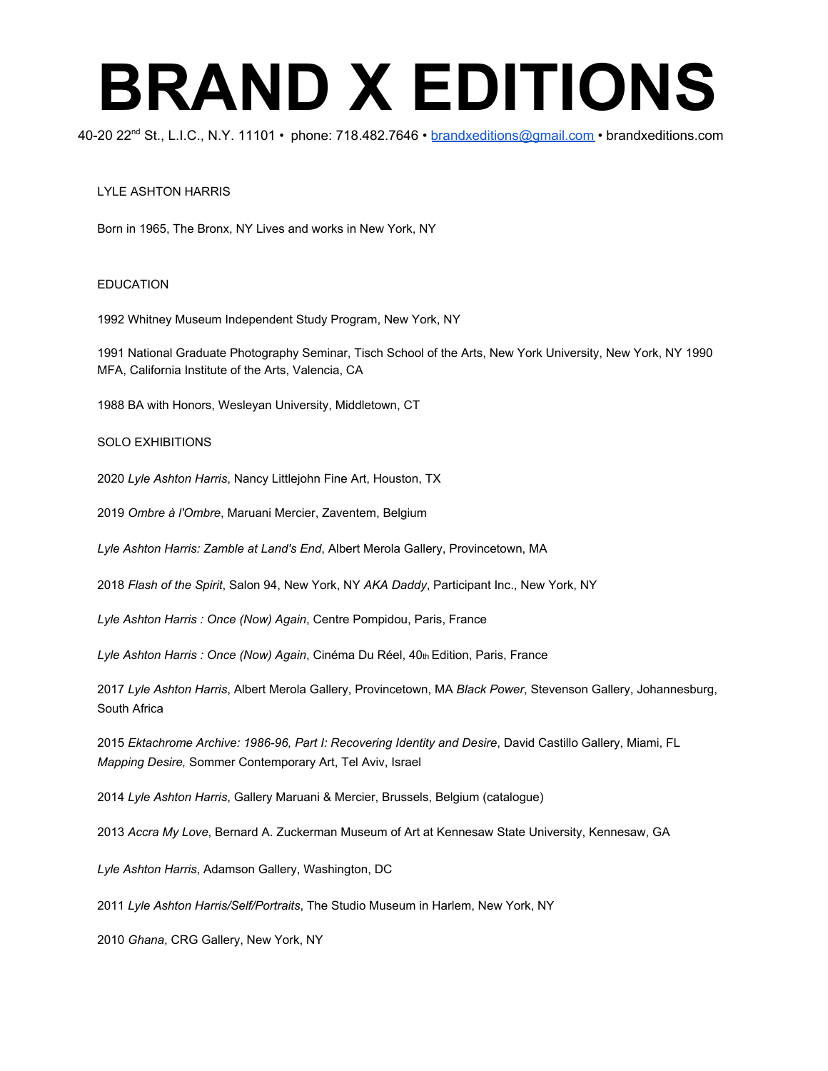# BRAND X EDITIONS

40-20 22nd St., L.I.C., N.Y. 11101 • phone: 718.482.7646 • brandxeditions@gmail.com • brandxeditions.com

LYLE ASHTON HARRIS

Born in 1965, The Bronx, NY Lives and works in New York, NY

EDUCATION

1992 Whitney Museum Independent Study Program, New York, NY

1991 National Graduate Photography Seminar, Tisch School of the Arts, New York University, New York, NY 1990 MFA, California Institute of the Arts, Valencia, CA

1988 BA with Honors, Wesleyan University, Middletown, CT

SOLO EXHIBITIONS

2020 *Lyle Ashton Harris*, Nancy Littlejohn Fine Art, Houston, TX

2019 *Ombre à l'Ombre*, Maruani Mercier, Zaventem, Belgium

*Lyle Ashton Harris: Zamble at Land's End*, Albert Merola Gallery, Provincetown, MA

2018 *Flash of the Spirit*, Salon 94, New York, NY *AKA Daddy*, Participant Inc., New York, NY

*Lyle Ashton Harris : Once (Now) Again*, Centre Pompidou, Paris, France

*Lyle Ashton Harris : Once (Now) Again*, Cinéma Du Réel, 40th Edition, Paris, France

2017 *Lyle Ashton Harris*, Albert Merola Gallery, Provincetown, MA *Black Power*, Stevenson Gallery, Johannesburg, South Africa

2015 *Ektachrome Archive: 1986-96, Part I: Recovering Identity and Desire*, David Castillo Gallery, Miami, FL *Mapping Desire,* Sommer Contemporary Art, Tel Aviv, Israel

2014 *Lyle Ashton Harris*, Gallery Maruani & Mercier, Brussels, Belgium (catalogue)

2013 *Accra My Love*, Bernard A. Zuckerman Museum of Art at Kennesaw State University, Kennesaw, GA

*Lyle Ashton Harris*, Adamson Gallery, Washington, DC

2011 *Lyle Ashton Harris/Self/Portraits*, The Studio Museum in Harlem, New York, NY

2010 *Ghana*, CRG Gallery, New York, NY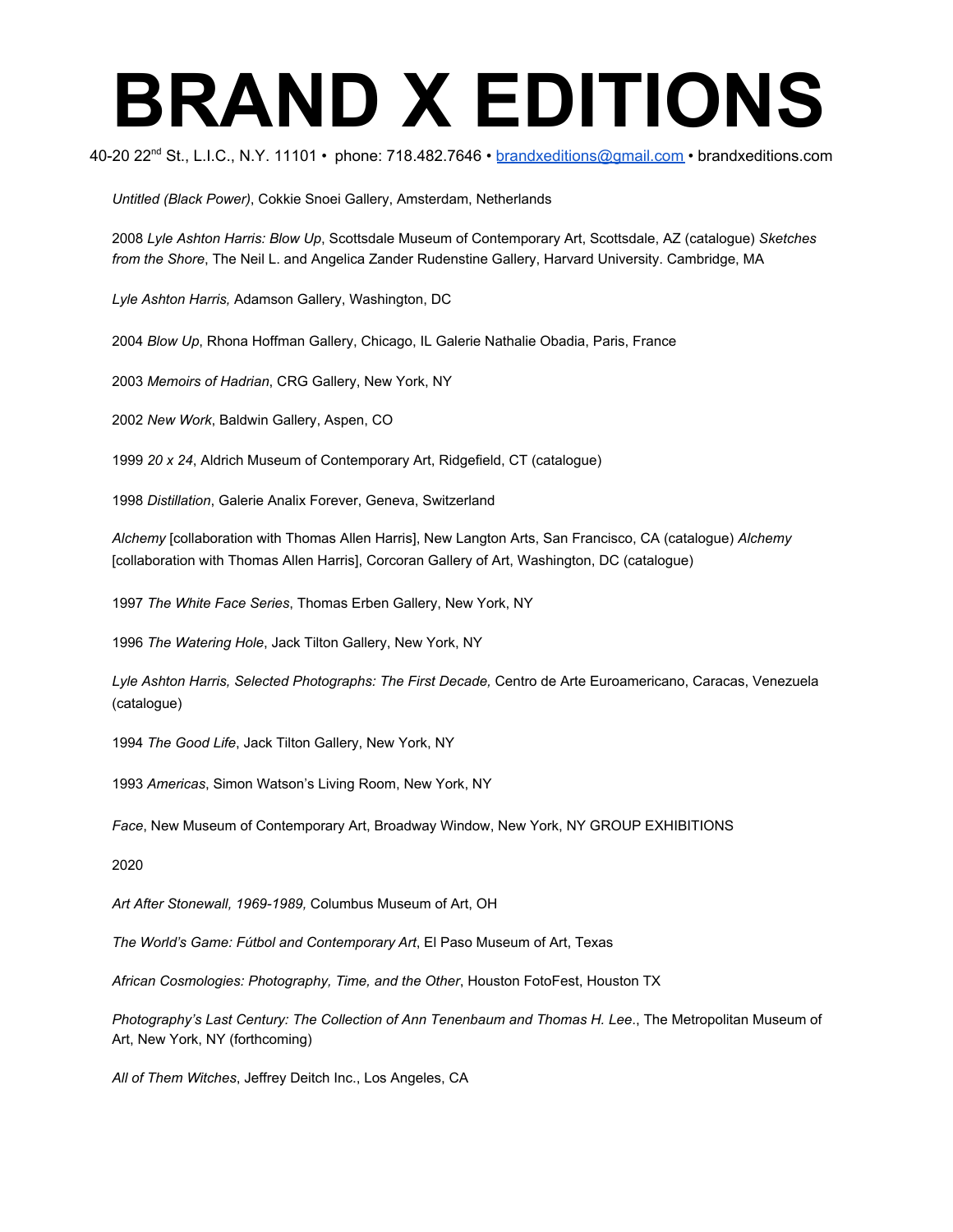*Untitled (Black Power)*, Cokkie Snoei Gallery, Amsterdam, Netherlands

2008 *Lyle Ashton Harris: Blow Up*, Scottsdale Museum of Contemporary Art, Scottsdale, AZ (catalogue) *Sketches from the Shore*, The Neil L. and Angelica Zander Rudenstine Gallery, Harvard University. Cambridge, MA

*Lyle Ashton Harris,* Adamson Gallery, Washington, DC

2004 *Blow Up*, Rhona Hoffman Gallery, Chicago, IL Galerie Nathalie Obadia, Paris, France

2003 *Memoirs of Hadrian*, CRG Gallery, New York, NY

2002 *New Work*, Baldwin Gallery, Aspen, CO

1999 *20 x 24*, Aldrich Museum of Contemporary Art, Ridgefield, CT (catalogue)

1998 *Distillation*, Galerie Analix Forever, Geneva, Switzerland

*Alchemy* [collaboration with Thomas Allen Harris], New Langton Arts, San Francisco, CA (catalogue) *Alchemy* [collaboration with Thomas Allen Harris], Corcoran Gallery of Art, Washington, DC (catalogue)

1997 *The White Face Series*, Thomas Erben Gallery, New York, NY

1996 *The Watering Hole*, Jack Tilton Gallery, New York, NY

*Lyle Ashton Harris, Selected Photographs: The First Decade,* Centro de Arte Euroamericano, Caracas, Venezuela (catalogue)

1994 *The Good Life*, Jack Tilton Gallery, New York, NY

1993 *Americas*, Simon Watson's Living Room, New York, NY

*Face*, New Museum of Contemporary Art, Broadway Window, New York, NY GROUP EXHIBITIONS

2020

*Art After Stonewall, 1969-1989,* Columbus Museum of Art, OH

*The World's Game: Fútbol and Contemporary Art*, El Paso Museum of Art, Texas

*African Cosmologies: Photography, Time, and the Other*, Houston FotoFest, Houston TX

*Photography's Last Century: The Collection of Ann Tenenbaum and Thomas H. Lee*., The Metropolitan Museum of Art, New York, NY (forthcoming)

*All of Them Witches*, Jeffrey Deitch Inc., Los Angeles, CA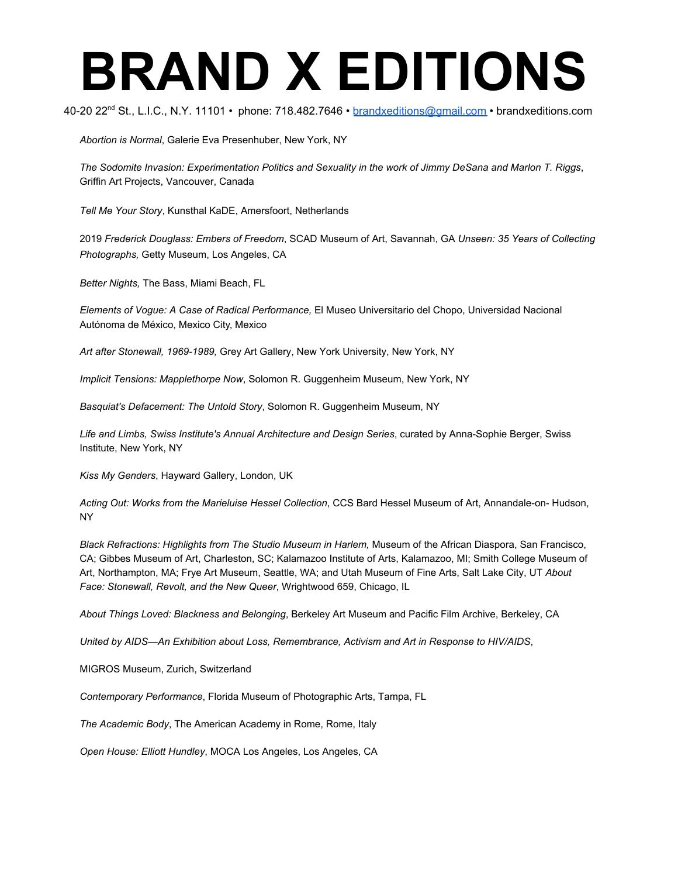# BRAND X EDITIONS

40-20 22nd St., L.I.C., N.Y. 11101 • phone: 718.482.7646 • brandxeditions@gmail.com • brandxeditions.com

*Abortion is Normal*, Galerie Eva Presenhuber, New York, NY

*The Sodomite Invasion: Experimentation Politics and Sexuality in the work of Jimmy DeSana and Marlon T. Riggs*, Griffin Art Projects, Vancouver, Canada

*Tell Me Your Story*, Kunsthal KaDE, Amersfoort, Netherlands

2019 *Frederick Douglass: Embers of Freedom*, SCAD Museum of Art, Savannah, GA *Unseen: 35 Years of Collecting Photographs,* Getty Museum, Los Angeles, CA

*Better Nights,* The Bass, Miami Beach, FL

*Elements of Vogue: A Case of Radical Performance,* El Museo Universitario del Chopo, Universidad Nacional Autónoma de México, Mexico City, Mexico

*Art after Stonewall, 1969-1989,* Grey Art Gallery, New York University, New York, NY

*Implicit Tensions: Mapplethorpe Now*, Solomon R. Guggenheim Museum, New York, NY

*Basquiat's Defacement: The Untold Story*, Solomon R. Guggenheim Museum, NY

*Life and Limbs, Swiss Institute's Annual Architecture and Design Series*, curated by Anna-Sophie Berger, Swiss Institute, New York, NY

*Kiss My Genders*, Hayward Gallery, London, UK

*Acting Out: Works from the Marieluise Hessel Collection*, CCS Bard Hessel Museum of Art, Annandale-on- Hudson, NY

*Black Refractions: Highlights from The Studio Museum in Harlem,* Museum of the African Diaspora, San Francisco, CA; Gibbes Museum of Art, Charleston, SC; Kalamazoo Institute of Arts, Kalamazoo, MI; Smith College Museum of Art, Northampton, MA; Frye Art Museum, Seattle, WA; and Utah Museum of Fine Arts, Salt Lake City, UT *About Face: Stonewall, Revolt, and the New Queer*, Wrightwood 659, Chicago, IL

*About Things Loved: Blackness and Belonging*, Berkeley Art Museum and Pacific Film Archive, Berkeley, CA

*United by AIDS—An Exhibition about Loss, Remembrance, Activism and Art in Response to HIV/AIDS*,

MIGROS Museum, Zurich, Switzerland

*Contemporary Performance*, Florida Museum of Photographic Arts, Tampa, FL

*The Academic Body*, The American Academy in Rome, Rome, Italy

*Open House: Elliott Hundley*, MOCA Los Angeles, Los Angeles, CA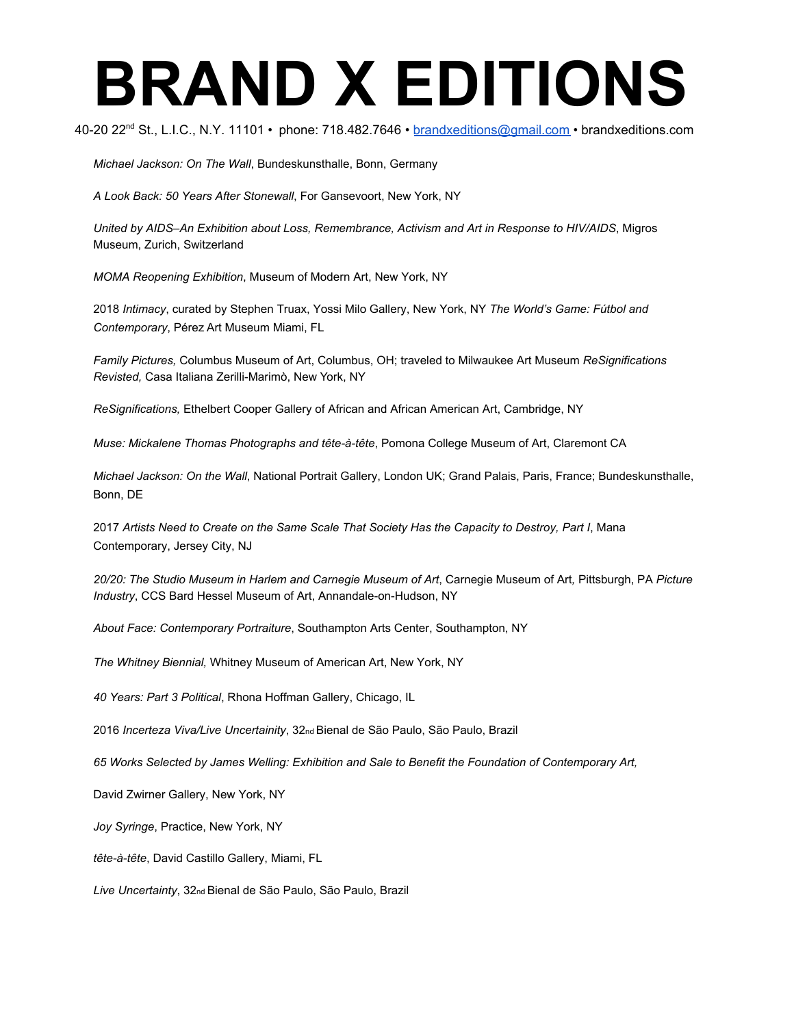# BRAND X EDITIONS

40-20 22nd St., L.I.C., N.Y. 11101 • phone: 718.482.7646 • brandxeditions@gmail.com • brandxeditions.com

*Michael Jackson: On The Wall*, Bundeskunsthalle, Bonn, Germany

*A Look Back: 50 Years After Stonewall*, For Gansevoort, New York, NY

*United by AIDS–An Exhibition about Loss, Remembrance, Activism and Art in Response to HIV/AIDS*, Migros Museum, Zurich, Switzerland

*MOMA Reopening Exhibition*, Museum of Modern Art, New York, NY

2018 *Intimacy*, curated by Stephen Truax, Yossi Milo Gallery, New York, NY *The World's Game: Fútbol and Contemporary*, Pérez Art Museum Miami, FL

*Family Pictures,* Columbus Museum of Art, Columbus, OH; traveled to Milwaukee Art Museum *ReSignifications Revisted,* Casa Italiana Zerilli-Marimò, New York, NY

*ReSignifications,* Ethelbert Cooper Gallery of African and African American Art, Cambridge, NY

*Muse: Mickalene Thomas Photographs and tête-à-tête*, Pomona College Museum of Art, Claremont CA

*Michael Jackson: On the Wall*, National Portrait Gallery, London UK; Grand Palais, Paris, France; Bundeskunsthalle, Bonn, DE

2017 *Artists Need to Create on the Same Scale That Society Has the Capacity to Destroy, Part I*, Mana Contemporary, Jersey City, NJ

*20/20: The Studio Museum in Harlem and Carnegie Museum of Art*, Carnegie Museum of Art, Pittsburgh, PA *Picture Industry*, CCS Bard Hessel Museum of Art, Annandale-on-Hudson, NY

*About Face: Contemporary Portraiture*, Southampton Arts Center, Southampton, NY

*The Whitney Biennial,* Whitney Museum of American Art, New York, NY

*40 Years: Part 3 Political*, Rhona Hoffman Gallery, Chicago, IL

2016 *Incerteza Viva/Live Uncertainity*, 32nd Bienal de São Paulo, São Paulo, Brazil

*65 Works Selected by James Welling: Exhibition and Sale to Benefit the Foundation of Contemporary Art,*

David Zwirner Gallery, New York, NY

*Joy Syringe*, Practice, New York, NY

*tête-à-tête*, David Castillo Gallery, Miami, FL

*Live Uncertainty*, 32nd Bienal de São Paulo, São Paulo, Brazil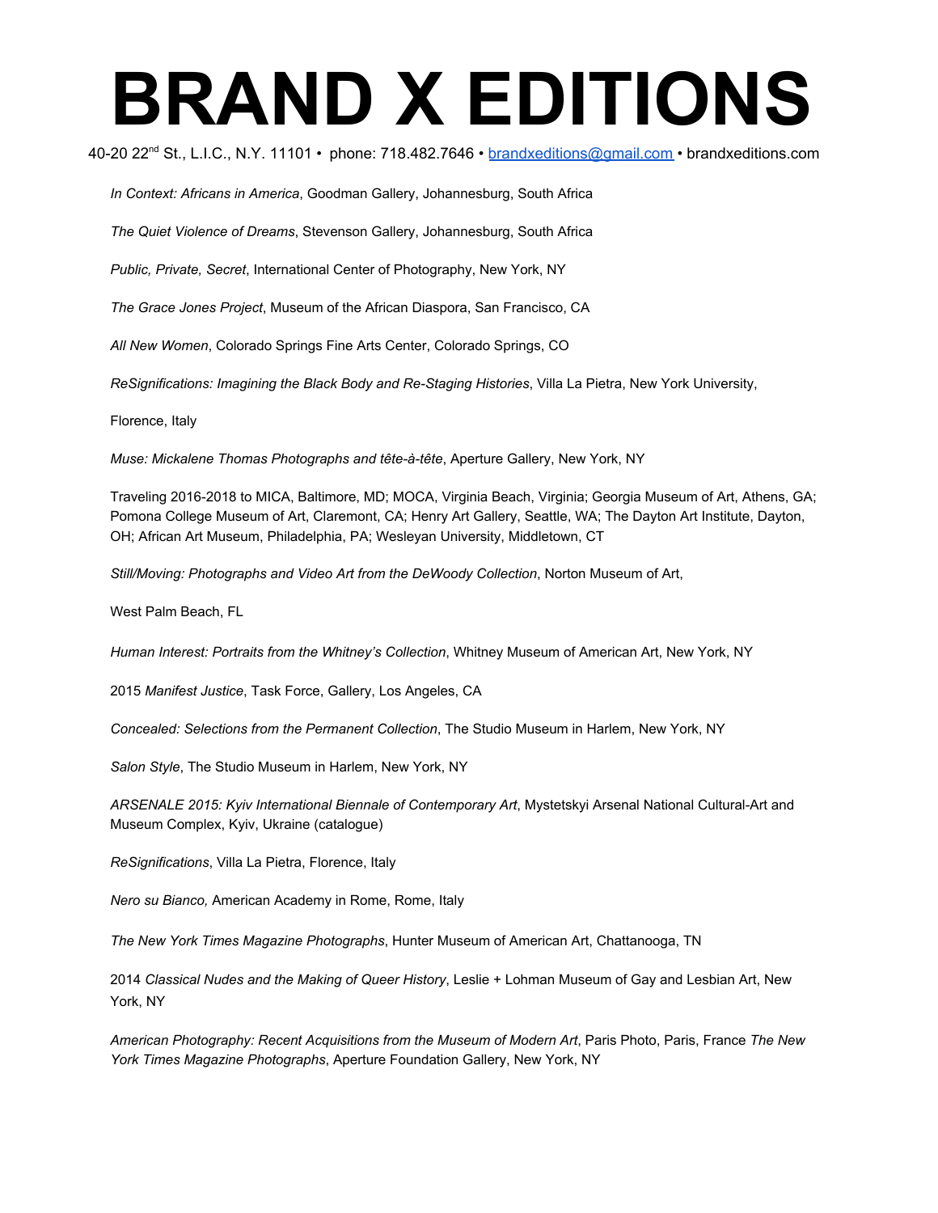# BRAND X EDITIONS

40-20 22nd St., L.I.C., N.Y. 11101 • phone: 718.482.7646 • brandxeditions@gmail.com • brandxeditions.com

*In Context: Africans in America*, Goodman Gallery, Johannesburg, South Africa

*The Quiet Violence of Dreams*, Stevenson Gallery, Johannesburg, South Africa

*Public, Private, Secret*, International Center of Photography, New York, NY

*The Grace Jones Project*, Museum of the African Diaspora, San Francisco, CA

*All New Women*, Colorado Springs Fine Arts Center, Colorado Springs, CO

*ReSignifications: Imagining the Black Body and Re-Staging Histories*, Villa La Pietra, New York University,

Florence, Italy

*Muse: Mickalene Thomas Photographs and tête-à-tête*, Aperture Gallery, New York, NY

Traveling 2016-2018 to MICA, Baltimore, MD; MOCA, Virginia Beach, Virginia; Georgia Museum of Art, Athens, GA; Pomona College Museum of Art, Claremont, CA; Henry Art Gallery, Seattle, WA; The Dayton Art Institute, Dayton, OH; African Art Museum, Philadelphia, PA; Wesleyan University, Middletown, CT

*Still/Moving: Photographs and Video Art from the DeWoody Collection*, Norton Museum of Art,

West Palm Beach, FL

*Human Interest: Portraits from the Whitney's Collection*, Whitney Museum of American Art, New York, NY

2015 *Manifest Justice*, Task Force, Gallery, Los Angeles, CA

*Concealed: Selections from the Permanent Collection*, The Studio Museum in Harlem, New York, NY

*Salon Style*, The Studio Museum in Harlem, New York, NY

*ARSENALE 2015: Kyiv International Biennale of Contemporary Art*, Mystetskyi Arsenal National Cultural-Art and Museum Complex, Kyiv, Ukraine (catalogue)

*ReSignifications*, Villa La Pietra, Florence, Italy

*Nero su Bianco,* American Academy in Rome, Rome, Italy

*The New York Times Magazine Photographs*, Hunter Museum of American Art, Chattanooga, TN

2014 *Classical Nudes and the Making of Queer History*, Leslie + Lohman Museum of Gay and Lesbian Art, New York, NY

*American Photography: Recent Acquisitions from the Museum of Modern Art*, Paris Photo, Paris, France *The New York Times Magazine Photographs*, Aperture Foundation Gallery, New York, NY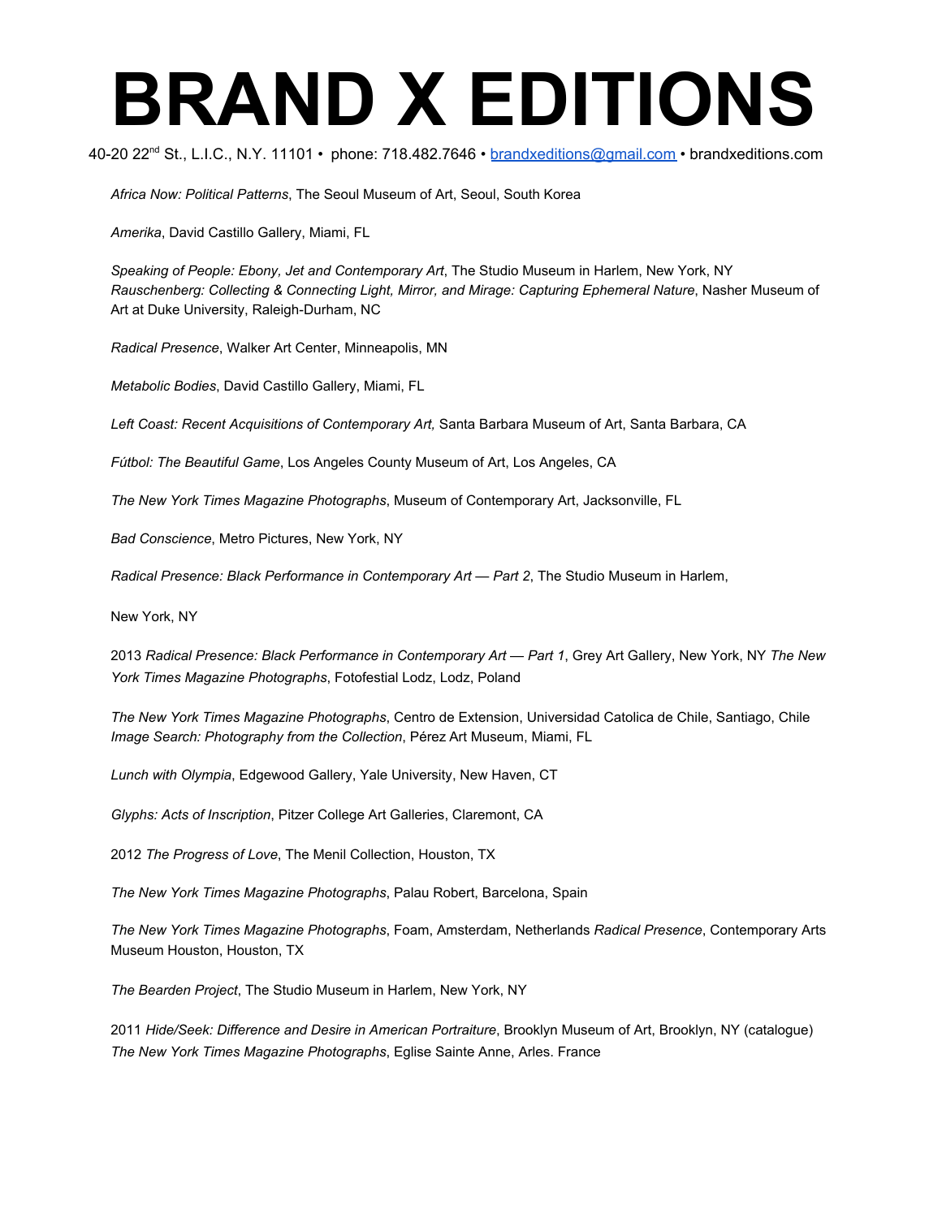# BRAND X EDITIONS

40-20 22nd St., L.I.C., N.Y. 11101 • phone: 718.482.7646 • brandxeditions@gmail.com • brandxeditions.com

*Africa Now: Political Patterns*, The Seoul Museum of Art, Seoul, South Korea

*Amerika*, David Castillo Gallery, Miami, FL

*Speaking of People: Ebony, Jet and Contemporary Art*, The Studio Museum in Harlem, New York, NY
*Rauschenberg: Collecting & Connecting Light, Mirror, and Mirage: Capturing Ephemeral Nature*, Nasher Museum of Art at Duke University, Raleigh-Durham, NC

*Radical Presence*, Walker Art Center, Minneapolis, MN

*Metabolic Bodies*, David Castillo Gallery, Miami, FL

*Left Coast: Recent Acquisitions of Contemporary Art,* Santa Barbara Museum of Art, Santa Barbara, CA

*Fútbol: The Beautiful Game*, Los Angeles County Museum of Art, Los Angeles, CA

*The New York Times Magazine Photographs*, Museum of Contemporary Art, Jacksonville, FL

*Bad Conscience*, Metro Pictures, New York, NY

*Radical Presence: Black Performance in Contemporary Art — Part 2*, The Studio Museum in Harlem,

New York, NY

2013 *Radical Presence: Black Performance in Contemporary Art — Part 1*, Grey Art Gallery, New York, NY *The New York Times Magazine Photographs*, Fotofestial Lodz, Lodz, Poland

*The New York Times Magazine Photographs*, Centro de Extension, Universidad Catolica de Chile, Santiago, Chile
*Image Search: Photography from the Collection*, Pérez Art Museum, Miami, FL

*Lunch with Olympia*, Edgewood Gallery, Yale University, New Haven, CT

*Glyphs: Acts of Inscription*, Pitzer College Art Galleries, Claremont, CA

2012 *The Progress of Love*, The Menil Collection, Houston, TX

*The New York Times Magazine Photographs*, Palau Robert, Barcelona, Spain

*The New York Times Magazine Photographs*, Foam, Amsterdam, Netherlands *Radical Presence*, Contemporary Arts Museum Houston, Houston, TX

*The Bearden Project*, The Studio Museum in Harlem, New York, NY

2011 *Hide/Seek: Difference and Desire in American Portraiture*, Brooklyn Museum of Art, Brooklyn, NY (catalogue)
*The New York Times Magazine Photographs*, Eglise Sainte Anne, Arles. France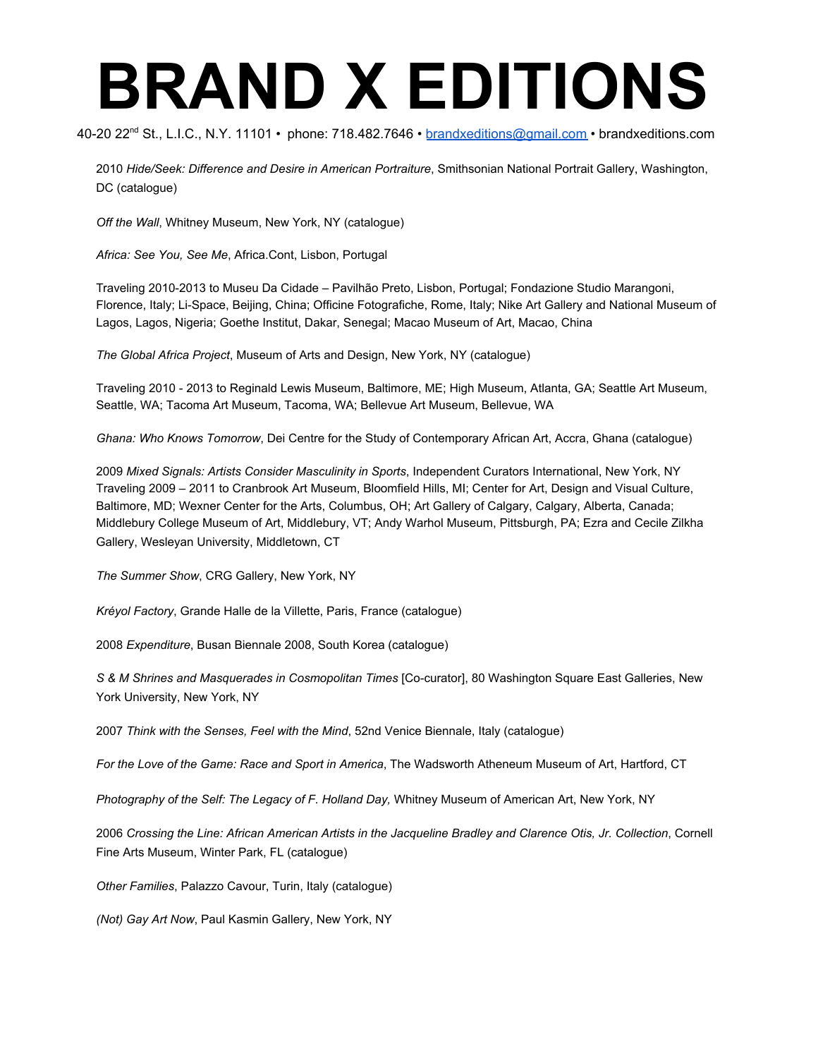2010 *Hide/Seek: Difference and Desire in American Portraiture*, Smithsonian National Portrait Gallery, Washington, DC (catalogue)

*Off the Wall*, Whitney Museum, New York, NY (catalogue)

*Africa: See You, See Me*, Africa.Cont, Lisbon, Portugal

Traveling 2010-2013 to Museu Da Cidade – Pavilhão Preto, Lisbon, Portugal; Fondazione Studio Marangoni, Florence, Italy; Li-Space, Beijing, China; Officine Fotografiche, Rome, Italy; Nike Art Gallery and National Museum of Lagos, Lagos, Nigeria; Goethe Institut, Dakar, Senegal; Macao Museum of Art, Macao, China

*The Global Africa Project*, Museum of Arts and Design, New York, NY (catalogue)

Traveling 2010 - 2013 to Reginald Lewis Museum, Baltimore, ME; High Museum, Atlanta, GA; Seattle Art Museum, Seattle, WA; Tacoma Art Museum, Tacoma, WA; Bellevue Art Museum, Bellevue, WA

*Ghana: Who Knows Tomorrow*, Dei Centre for the Study of Contemporary African Art, Accra, Ghana (catalogue)

2009 *Mixed Signals: Artists Consider Masculinity in Sports*, Independent Curators International, New York, NY
Traveling 2009 – 2011 to Cranbrook Art Museum, Bloomfield Hills, MI; Center for Art, Design and Visual Culture, Baltimore, MD; Wexner Center for the Arts, Columbus, OH; Art Gallery of Calgary, Calgary, Alberta, Canada; Middlebury College Museum of Art, Middlebury, VT; Andy Warhol Museum, Pittsburgh, PA; Ezra and Cecile Zilkha Gallery, Wesleyan University, Middletown, CT

*The Summer Show*, CRG Gallery, New York, NY

*Kréyol Factory*, Grande Halle de la Villette, Paris, France (catalogue)

2008 *Expenditure*, Busan Biennale 2008, South Korea (catalogue)

*S & M Shrines and Masquerades in Cosmopolitan Times* [Co-curator], 80 Washington Square East Galleries, New York University, New York, NY

2007 *Think with the Senses, Feel with the Mind*, 52nd Venice Biennale, Italy (catalogue)

*For the Love of the Game: Race and Sport in America*, The Wadsworth Atheneum Museum of Art, Hartford, CT

*Photography of the Self: The Legacy of F. Holland Day,* Whitney Museum of American Art, New York, NY

2006 *Crossing the Line: African American Artists in the Jacqueline Bradley and Clarence Otis, Jr. Collection*, Cornell Fine Arts Museum, Winter Park, FL (catalogue)

*Other Families*, Palazzo Cavour, Turin, Italy (catalogue)

*(Not) Gay Art Now*, Paul Kasmin Gallery, New York, NY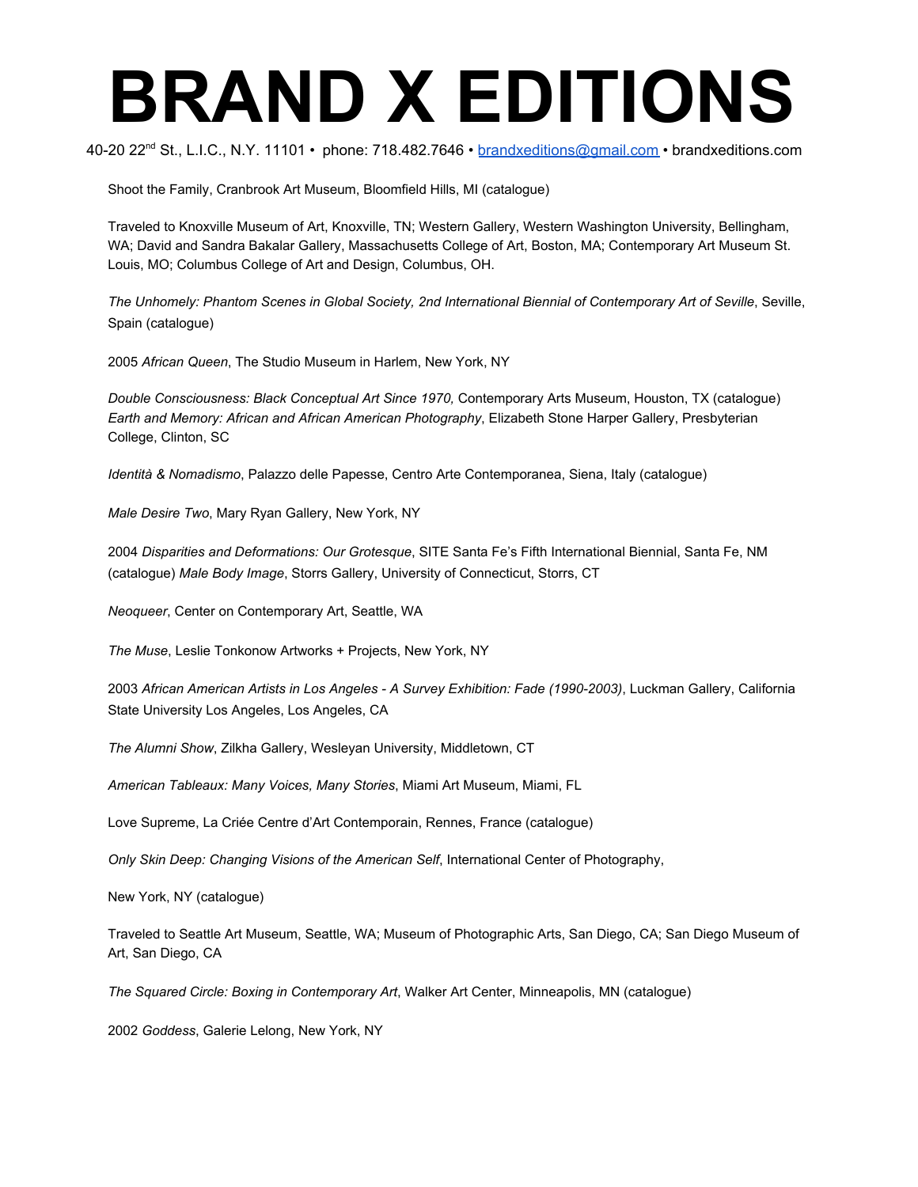Shoot the Family, Cranbrook Art Museum, Bloomfield Hills, MI (catalogue)

Traveled to Knoxville Museum of Art, Knoxville, TN; Western Gallery, Western Washington University, Bellingham, WA; David and Sandra Bakalar Gallery, Massachusetts College of Art, Boston, MA; Contemporary Art Museum St. Louis, MO; Columbus College of Art and Design, Columbus, OH.

*The Unhomely: Phantom Scenes in Global Society, 2nd International Biennial of Contemporary Art of Seville*, Seville, Spain (catalogue)

2005 *African Queen*, The Studio Museum in Harlem, New York, NY

*Double Consciousness: Black Conceptual Art Since 1970,* Contemporary Arts Museum, Houston, TX (catalogue) *Earth and Memory: African and African American Photography*, Elizabeth Stone Harper Gallery, Presbyterian College, Clinton, SC

*Identità & Nomadismo*, Palazzo delle Papesse, Centro Arte Contemporanea, Siena, Italy (catalogue)

*Male Desire Two*, Mary Ryan Gallery, New York, NY

2004 *Disparities and Deformations: Our Grotesque*, SITE Santa Fe's Fifth International Biennial, Santa Fe, NM (catalogue) *Male Body Image*, Storrs Gallery, University of Connecticut, Storrs, CT

*Neoqueer*, Center on Contemporary Art, Seattle, WA

*The Muse*, Leslie Tonkonow Artworks + Projects, New York, NY

2003 *African American Artists in Los Angeles - A Survey Exhibition: Fade (1990-2003)*, Luckman Gallery, California State University Los Angeles, Los Angeles, CA

*The Alumni Show*, Zilkha Gallery, Wesleyan University, Middletown, CT

*American Tableaux: Many Voices, Many Stories*, Miami Art Museum, Miami, FL

Love Supreme, La Criée Centre d'Art Contemporain, Rennes, France (catalogue)

*Only Skin Deep: Changing Visions of the American Self*, International Center of Photography,

New York, NY (catalogue)

Traveled to Seattle Art Museum, Seattle, WA; Museum of Photographic Arts, San Diego, CA; San Diego Museum of Art, San Diego, CA

*The Squared Circle: Boxing in Contemporary Art*, Walker Art Center, Minneapolis, MN (catalogue)

2002 *Goddess*, Galerie Lelong, New York, NY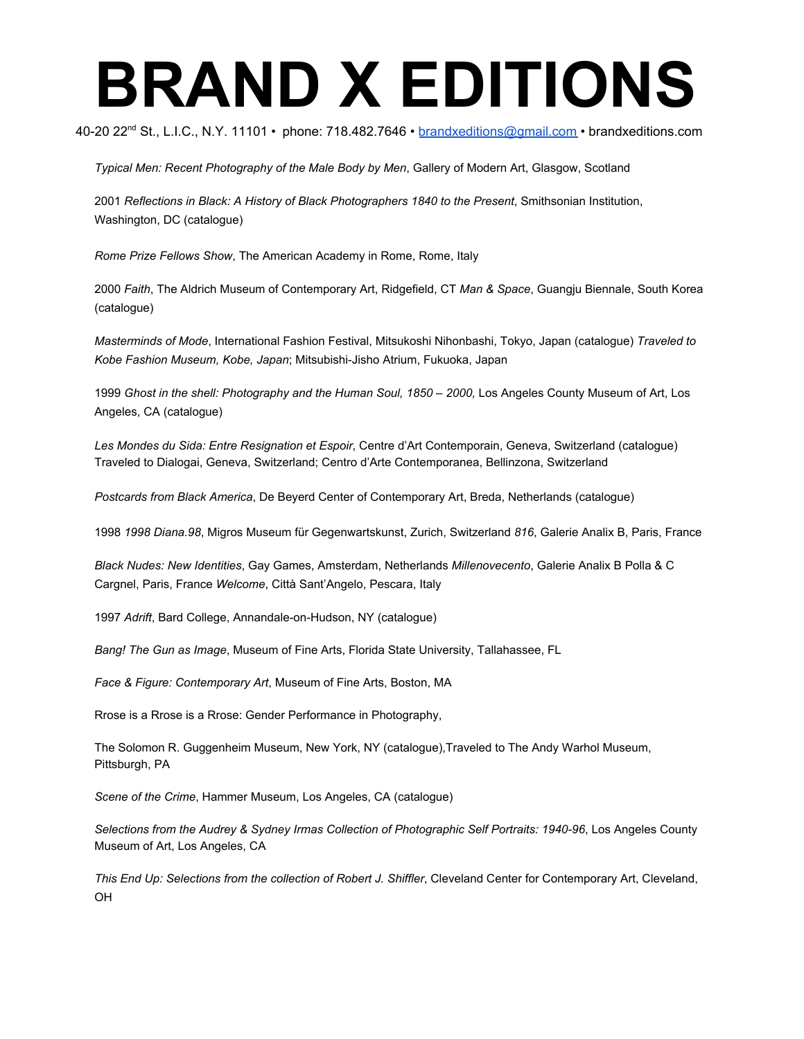# BRAND X EDITIONS

40-20 22nd St., L.I.C., N.Y. 11101 • phone: 718.482.7646 • brandxeditions@gmail.com • brandxeditions.com

*Typical Men: Recent Photography of the Male Body by Men*, Gallery of Modern Art, Glasgow, Scotland

2001 *Reflections in Black: A History of Black Photographers 1840 to the Present*, Smithsonian Institution, Washington, DC (catalogue)

*Rome Prize Fellows Show*, The American Academy in Rome, Rome, Italy

2000 *Faith*, The Aldrich Museum of Contemporary Art, Ridgefield, CT *Man & Space*, Guangju Biennale, South Korea (catalogue)

*Masterminds of Mode*, International Fashion Festival, Mitsukoshi Nihonbashi, Tokyo, Japan (catalogue) *Traveled to Kobe Fashion Museum, Kobe, Japan*; Mitsubishi-Jisho Atrium, Fukuoka, Japan

1999 *Ghost in the shell: Photography and the Human Soul, 1850 – 2000,* Los Angeles County Museum of Art, Los Angeles, CA (catalogue)

*Les Mondes du Sida: Entre Resignation et Espoir*, Centre d'Art Contemporain, Geneva, Switzerland (catalogue) Traveled to Dialogai, Geneva, Switzerland; Centro d'Arte Contemporanea, Bellinzona, Switzerland

*Postcards from Black America*, De Beyerd Center of Contemporary Art, Breda, Netherlands (catalogue)

1998 *1998 Diana.98*, Migros Museum für Gegenwartskunst, Zurich, Switzerland *816*, Galerie Analix B, Paris, France

*Black Nudes: New Identities*, Gay Games, Amsterdam, Netherlands *Millenovecento*, Galerie Analix B Polla & C Cargnel, Paris, France *Welcome*, Città Sant'Angelo, Pescara, Italy

1997 *Adrift*, Bard College, Annandale-on-Hudson, NY (catalogue)

*Bang! The Gun as Image*, Museum of Fine Arts, Florida State University, Tallahassee, FL

*Face & Figure: Contemporary Art*, Museum of Fine Arts, Boston, MA

Rrose is a Rrose is a Rrose: Gender Performance in Photography,

The Solomon R. Guggenheim Museum, New York, NY (catalogue),Traveled to The Andy Warhol Museum, Pittsburgh, PA

*Scene of the Crime*, Hammer Museum, Los Angeles, CA (catalogue)

*Selections from the Audrey & Sydney Irmas Collection of Photographic Self Portraits: 1940-96*, Los Angeles County Museum of Art, Los Angeles, CA

*This End Up: Selections from the collection of Robert J. Shiffler*, Cleveland Center for Contemporary Art, Cleveland, OH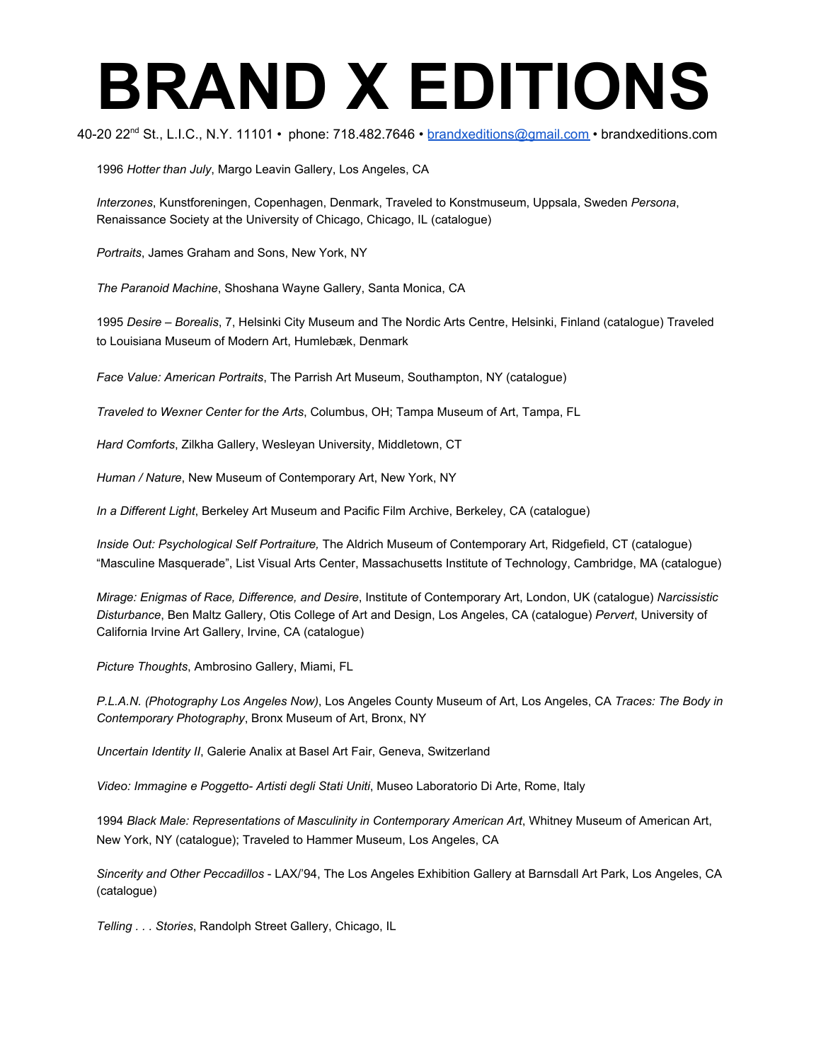# BRAND X EDITIONS

40-20 22nd St., L.I.C., N.Y. 11101 • phone: 718.482.7646 • brandxeditions@gmail.com • brandxeditions.com

1996 *Hotter than July*, Margo Leavin Gallery, Los Angeles, CA

*Interzones*, Kunstforeningen, Copenhagen, Denmark, Traveled to Konstmuseum, Uppsala, Sweden *Persona*, Renaissance Society at the University of Chicago, Chicago, IL (catalogue)

*Portraits*, James Graham and Sons, New York, NY

*The Paranoid Machine*, Shoshana Wayne Gallery, Santa Monica, CA

1995 *Desire – Borealis*, 7, Helsinki City Museum and The Nordic Arts Centre, Helsinki, Finland (catalogue) Traveled to Louisiana Museum of Modern Art, Humlebæk, Denmark

*Face Value: American Portraits*, The Parrish Art Museum, Southampton, NY (catalogue)

*Traveled to Wexner Center for the Arts*, Columbus, OH; Tampa Museum of Art, Tampa, FL

*Hard Comforts*, Zilkha Gallery, Wesleyan University, Middletown, CT

*Human / Nature*, New Museum of Contemporary Art, New York, NY

*In a Different Light*, Berkeley Art Museum and Pacific Film Archive, Berkeley, CA (catalogue)

*Inside Out: Psychological Self Portraiture,* The Aldrich Museum of Contemporary Art, Ridgefield, CT (catalogue) "Masculine Masquerade", List Visual Arts Center, Massachusetts Institute of Technology, Cambridge, MA (catalogue)

*Mirage: Enigmas of Race, Difference, and Desire*, Institute of Contemporary Art, London, UK (catalogue) *Narcissistic Disturbance*, Ben Maltz Gallery, Otis College of Art and Design, Los Angeles, CA (catalogue) *Pervert*, University of California Irvine Art Gallery, Irvine, CA (catalogue)

*Picture Thoughts*, Ambrosino Gallery, Miami, FL

*P.L.A.N. (Photography Los Angeles Now)*, Los Angeles County Museum of Art, Los Angeles, CA *Traces: The Body in Contemporary Photography*, Bronx Museum of Art, Bronx, NY

*Uncertain Identity II*, Galerie Analix at Basel Art Fair, Geneva, Switzerland

*Video: Immagine e Poggetto- Artisti degli Stati Uniti*, Museo Laboratorio Di Arte, Rome, Italy

1994 *Black Male: Representations of Masculinity in Contemporary American Art*, Whitney Museum of American Art, New York, NY (catalogue); Traveled to Hammer Museum, Los Angeles, CA

*Sincerity and Other Peccadillos* - LAX/'94, The Los Angeles Exhibition Gallery at Barnsdall Art Park, Los Angeles, CA (catalogue)

*Telling . . . Stories*, Randolph Street Gallery, Chicago, IL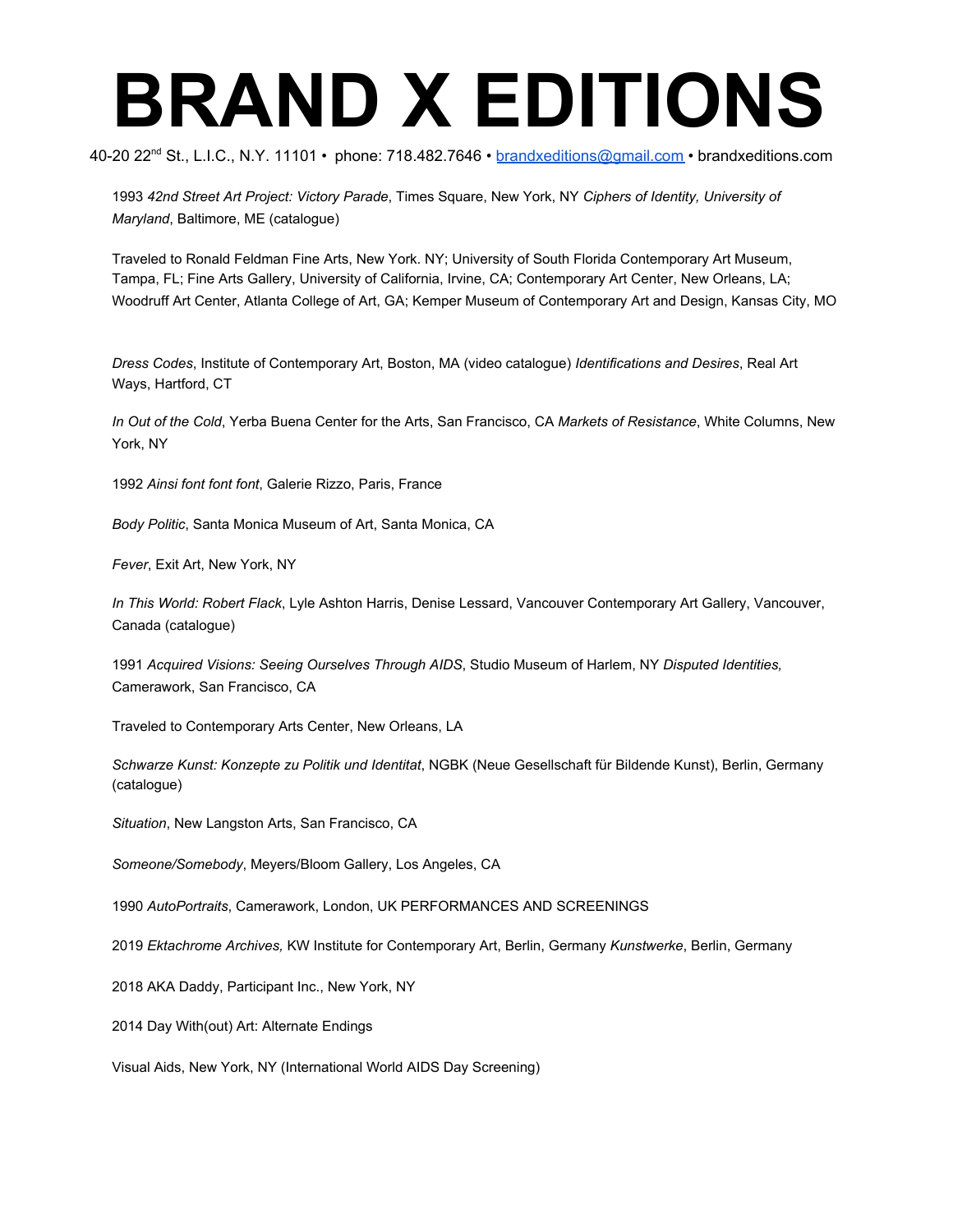# BRAND X EDITIONS

40-20 22nd St., L.I.C., N.Y. 11101 • phone: 718.482.7646 • brandxeditions@gmail.com • brandxeditions.com

1993 *42nd Street Art Project: Victory Parade*, Times Square, New York, NY *Ciphers of Identity, University of Maryland*, Baltimore, ME (catalogue)

Traveled to Ronald Feldman Fine Arts, New York. NY; University of South Florida Contemporary Art Museum, Tampa, FL; Fine Arts Gallery, University of California, Irvine, CA; Contemporary Art Center, New Orleans, LA; Woodruff Art Center, Atlanta College of Art, GA; Kemper Museum of Contemporary Art and Design, Kansas City, MO

*Dress Codes*, Institute of Contemporary Art, Boston, MA (video catalogue) *Identifications and Desires*, Real Art Ways, Hartford, CT

*In Out of the Cold*, Yerba Buena Center for the Arts, San Francisco, CA *Markets of Resistance*, White Columns, New York, NY

1992 *Ainsi font font font*, Galerie Rizzo, Paris, France

*Body Politic*, Santa Monica Museum of Art, Santa Monica, CA

*Fever*, Exit Art, New York, NY

*In This World: Robert Flack*, Lyle Ashton Harris, Denise Lessard, Vancouver Contemporary Art Gallery, Vancouver, Canada (catalogue)

1991 *Acquired Visions: Seeing Ourselves Through AIDS*, Studio Museum of Harlem, NY *Disputed Identities,* Camerawork, San Francisco, CA

Traveled to Contemporary Arts Center, New Orleans, LA

*Schwarze Kunst: Konzepte zu Politik und Identitat*, NGBK (Neue Gesellschaft für Bildende Kunst), Berlin, Germany (catalogue)

*Situation*, New Langston Arts, San Francisco, CA

*Someone/Somebody*, Meyers/Bloom Gallery, Los Angeles, CA

1990 *AutoPortraits*, Camerawork, London, UK PERFORMANCES AND SCREENINGS

2019 *Ektachrome Archives,* KW Institute for Contemporary Art, Berlin, Germany *Kunstwerke*, Berlin, Germany

2018 AKA Daddy, Participant Inc., New York, NY

2014 Day With(out) Art: Alternate Endings

Visual Aids, New York, NY (International World AIDS Day Screening)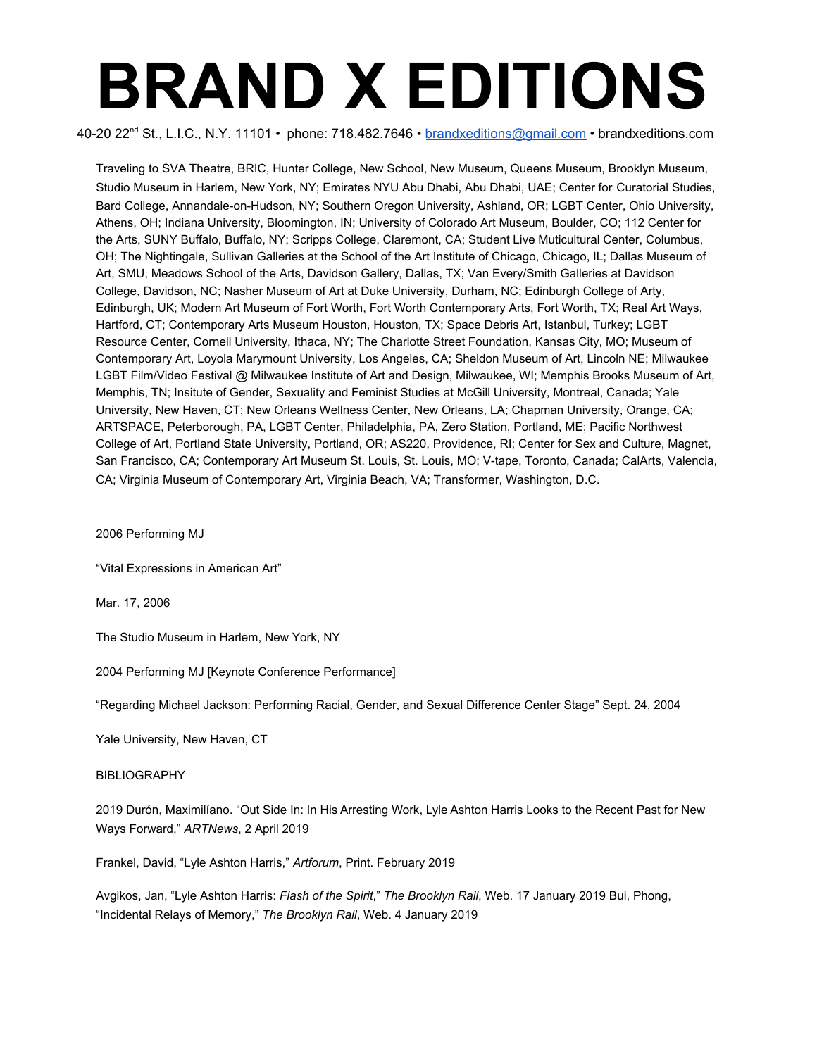# BRAND X EDITIONS

40-20 22nd St., L.I.C., N.Y. 11101 • phone: 718.482.7646 • brandxeditions@gmail.com • brandxeditions.com

Traveling to SVA Theatre, BRIC, Hunter College, New School, New Museum, Queens Museum, Brooklyn Museum, Studio Museum in Harlem, New York, NY; Emirates NYU Abu Dhabi, Abu Dhabi, UAE; Center for Curatorial Studies, Bard College, Annandale-on-Hudson, NY; Southern Oregon University, Ashland, OR; LGBT Center, Ohio University, Athens, OH; Indiana University, Bloomington, IN; University of Colorado Art Museum, Boulder, CO; 112 Center for the Arts, SUNY Buffalo, Buffalo, NY; Scripps College, Claremont, CA; Student Live Muticultural Center, Columbus, OH; The Nightingale, Sullivan Galleries at the School of the Art Institute of Chicago, Chicago, IL; Dallas Museum of Art, SMU, Meadows School of the Arts, Davidson Gallery, Dallas, TX; Van Every/Smith Galleries at Davidson College, Davidson, NC; Nasher Museum of Art at Duke University, Durham, NC; Edinburgh College of Arty, Edinburgh, UK; Modern Art Museum of Fort Worth, Fort Worth Contemporary Arts, Fort Worth, TX; Real Art Ways, Hartford, CT; Contemporary Arts Museum Houston, Houston, TX; Space Debris Art, Istanbul, Turkey; LGBT Resource Center, Cornell University, Ithaca, NY; The Charlotte Street Foundation, Kansas City, MO; Museum of Contemporary Art, Loyola Marymount University, Los Angeles, CA; Sheldon Museum of Art, Lincoln NE; Milwaukee LGBT Film/Video Festival @ Milwaukee Institute of Art and Design, Milwaukee, WI; Memphis Brooks Museum of Art, Memphis, TN; Insitute of Gender, Sexuality and Feminist Studies at McGill University, Montreal, Canada; Yale University, New Haven, CT; New Orleans Wellness Center, New Orleans, LA; Chapman University, Orange, CA; ARTSPACE, Peterborough, PA, LGBT Center, Philadelphia, PA, Zero Station, Portland, ME; Pacific Northwest College of Art, Portland State University, Portland, OR; AS220, Providence, RI; Center for Sex and Culture, Magnet, San Francisco, CA; Contemporary Art Museum St. Louis, St. Louis, MO; V-tape, Toronto, Canada; CalArts, Valencia, CA; Virginia Museum of Contemporary Art, Virginia Beach, VA; Transformer, Washington, D.C.

2006 Performing MJ

"Vital Expressions in American Art"

Mar. 17, 2006

The Studio Museum in Harlem, New York, NY

2004 Performing MJ [Keynote Conference Performance]

"Regarding Michael Jackson: Performing Racial, Gender, and Sexual Difference Center Stage" Sept. 24, 2004

Yale University, New Haven, CT

BIBLIOGRAPHY

2019 Durón, Maximilíano. "Out Side In: In His Arresting Work, Lyle Ashton Harris Looks to the Recent Past for New Ways Forward," *ARTNews*, 2 April 2019

Frankel, David, "Lyle Ashton Harris," *Artforum*, Print. February 2019

Avgikos, Jan, "Lyle Ashton Harris: *Flash of the Spirit*," *The Brooklyn Rail*, Web. 17 January 2019 Bui, Phong, "Incidental Relays of Memory," *The Brooklyn Rail*, Web. 4 January 2019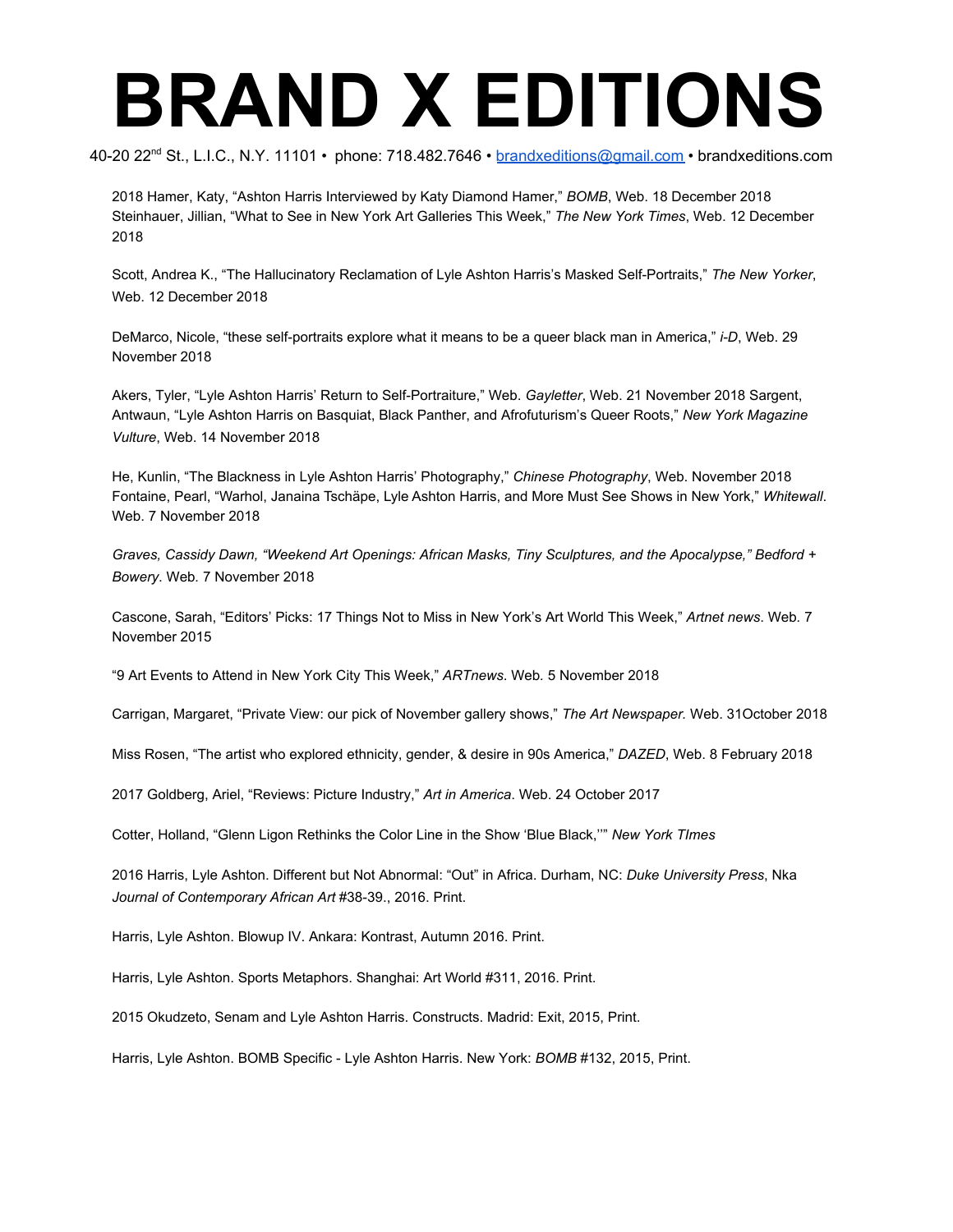# BRAND X EDITIONS

40-20 22nd St., L.I.C., N.Y. 11101 • phone: 718.482.7646 • brandxeditions@gmail.com • brandxeditions.com

2018 Hamer, Katy, "Ashton Harris Interviewed by Katy Diamond Hamer," *BOMB*, Web. 18 December 2018 Steinhauer, Jillian, "What to See in New York Art Galleries This Week," *The New York Times*, Web. 12 December 2018

Scott, Andrea K., "The Hallucinatory Reclamation of Lyle Ashton Harris's Masked Self-Portraits," *The New Yorker*, Web. 12 December 2018

DeMarco, Nicole, "these self-portraits explore what it means to be a queer black man in America," *i-D*, Web. 29 November 2018

Akers, Tyler, "Lyle Ashton Harris' Return to Self-Portraiture," Web. *Gayletter*, Web. 21 November 2018 Sargent, Antwaun, "Lyle Ashton Harris on Basquiat, Black Panther, and Afrofuturism's Queer Roots," *New York Magazine Vulture*, Web. 14 November 2018

He, Kunlin, "The Blackness in Lyle Ashton Harris' Photography," *Chinese Photography*, Web. November 2018 Fontaine, Pearl, "Warhol, Janaina Tschäpe, Lyle Ashton Harris, and More Must See Shows in New York," *Whitewall*. Web. 7 November 2018

*Graves, Cassidy Dawn, "Weekend Art Openings: African Masks, Tiny Sculptures, and the Apocalypse," Bedford + Bowery*. Web. 7 November 2018

Cascone, Sarah, "Editors' Picks: 17 Things Not to Miss in New York's Art World This Week," *Artnet news*. Web. 7 November 2015

"9 Art Events to Attend in New York City This Week," *ARTnews*. Web. 5 November 2018

Carrigan, Margaret, "Private View: our pick of November gallery shows," *The Art Newspaper*. Web. 31October 2018

Miss Rosen, "The artist who explored ethnicity, gender, & desire in 90s America," *DAZED*, Web. 8 February 2018

2017 Goldberg, Ariel, "Reviews: Picture Industry," *Art in America*. Web. 24 October 2017

Cotter, Holland, "Glenn Ligon Rethinks the Color Line in the Show 'Blue Black,''" *New York TImes*

2016 Harris, Lyle Ashton. Different but Not Abnormal: "Out" in Africa. Durham, NC: *Duke University Press*, Nka *Journal of Contemporary African Art* #38-39., 2016. Print.

Harris, Lyle Ashton. Blowup IV. Ankara: Kontrast, Autumn 2016. Print.

Harris, Lyle Ashton. Sports Metaphors. Shanghai: Art World #311, 2016. Print.

2015 Okudzeto, Senam and Lyle Ashton Harris. Constructs. Madrid: Exit, 2015, Print.

Harris, Lyle Ashton. BOMB Specific - Lyle Ashton Harris. New York: *BOMB* #132, 2015, Print.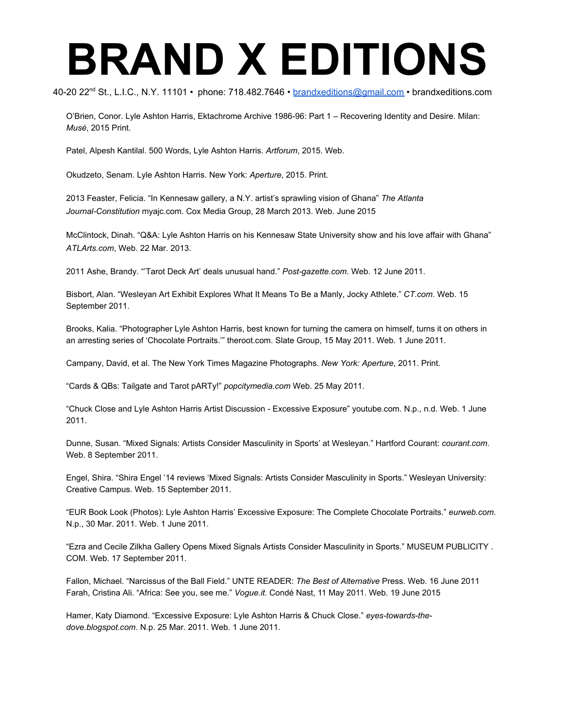# BRAND X EDITIONS

40-20 22nd St., L.I.C., N.Y. 11101 • phone: 718.482.7646 • brandxeditions@gmail.com • brandxeditions.com

O'Brien, Conor. Lyle Ashton Harris, Ektachrome Archive 1986-96: Part 1 – Recovering Identity and Desire. Milan: *Musé*, 2015 Print.

Patel, Alpesh Kantilal. 500 Words, Lyle Ashton Harris. *Artforum*, 2015. Web.

Okudzeto, Senam. Lyle Ashton Harris. New York: *Aperture*, 2015. Print.

2013 Feaster, Felicia. "In Kennesaw gallery, a N.Y. artist's sprawling vision of Ghana" *The Atlanta Journal-Constitution* myajc.com. Cox Media Group, 28 March 2013. Web. June 2015

McClintock, Dinah. "Q&A: Lyle Ashton Harris on his Kennesaw State University show and his love affair with Ghana" *ATLArts.com*, Web. 22 Mar. 2013.

2011 Ashe, Brandy. "'Tarot Deck Art' deals unusual hand." *Post-gazette.com*. Web. 12 June 2011.

Bisbort, Alan. "Wesleyan Art Exhibit Explores What It Means To Be a Manly, Jocky Athlete." *CT.com*. Web. 15 September 2011.

Brooks, Kalia. "Photographer Lyle Ashton Harris, best known for turning the camera on himself, turns it on others in an arresting series of 'Chocolate Portraits.'" theroot.com. Slate Group, 15 May 2011. Web. 1 June 2011.

Campany, David, et al. The New York Times Magazine Photographs. *New York: Aperture*, 2011. Print.

"Cards & QBs: Tailgate and Tarot pARTy!" *popcitymedia.com* Web. 25 May 2011.

"Chuck Close and Lyle Ashton Harris Artist Discussion - Excessive Exposure" youtube.com. N.p., n.d. Web. 1 June 2011.

Dunne, Susan. "Mixed Signals: Artists Consider Masculinity in Sports' at Wesleyan." Hartford Courant: *courant.com*. Web. 8 September 2011.

Engel, Shira. "Shira Engel '14 reviews 'Mixed Signals: Artists Consider Masculinity in Sports." Wesleyan University: Creative Campus. Web. 15 September 2011.

"EUR Book Look (Photos): Lyle Ashton Harris' Excessive Exposure: The Complete Chocolate Portraits." *eurweb.com*. N.p., 30 Mar. 2011. Web. 1 June 2011.

"Ezra and Cecile Zilkha Gallery Opens Mixed Signals Artists Consider Masculinity in Sports." MUSEUM PUBLICITY . COM. Web. 17 September 2011.

Fallon, Michael. "Narcissus of the Ball Field." UNTE READER: *The Best of Alternative* Press. Web. 16 June 2011
Farah, Cristina Ali. "Africa: See you, see me." *Vogue.it.* Condé Nast, 11 May 2011. Web. 19 June 2015

Hamer, Katy Diamond. "Excessive Exposure: Lyle Ashton Harris & Chuck Close." *eyes-towards-the-dove.blogspot.com*. N.p. 25 Mar. 2011. Web. 1 June 2011.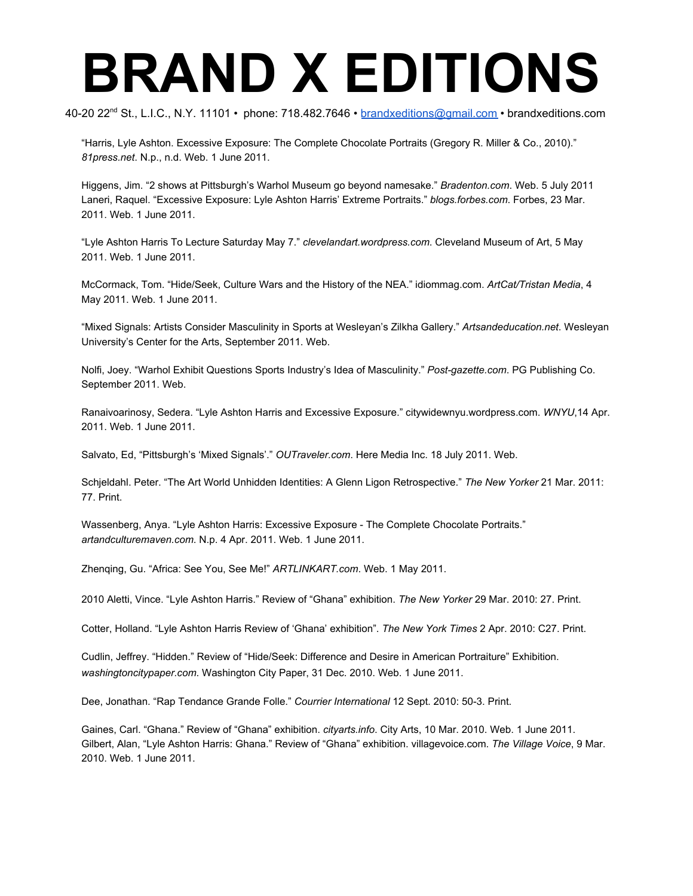# BRAND X EDITIONS

40-20 22nd St., L.I.C., N.Y. 11101 • phone: 718.482.7646 • brandxeditions@gmail.com • brandxeditions.com

"Harris, Lyle Ashton. Excessive Exposure: The Complete Chocolate Portraits (Gregory R. Miller & Co., 2010)." *81press.net*. N.p., n.d. Web. 1 June 2011.

Higgens, Jim. "2 shows at Pittsburgh's Warhol Museum go beyond namesake." *Bradenton.com*. Web. 5 July 2011
Laneri, Raquel. "Excessive Exposure: Lyle Ashton Harris' Extreme Portraits." *blogs.forbes.com*. Forbes, 23 Mar. 2011. Web. 1 June 2011.

"Lyle Ashton Harris To Lecture Saturday May 7." *clevelandart.wordpress.com*. Cleveland Museum of Art, 5 May 2011. Web. 1 June 2011.

McCormack, Tom. "Hide/Seek, Culture Wars and the History of the NEA." idiommag.com. *ArtCat/Tristan Media*, 4 May 2011. Web. 1 June 2011.

"Mixed Signals: Artists Consider Masculinity in Sports at Wesleyan's Zilkha Gallery." *Artsandeducation.net*. Wesleyan University's Center for the Arts, September 2011. Web.

Nolfi, Joey. "Warhol Exhibit Questions Sports Industry's Idea of Masculinity." *Post-gazette.com*. PG Publishing Co. September 2011. Web.

Ranaivoarinosy, Sedera. "Lyle Ashton Harris and Excessive Exposure." citywidewnyu.wordpress.com. *WNYU*,14 Apr. 2011. Web. 1 June 2011.

Salvato, Ed, "Pittsburgh's 'Mixed Signals'." *OUTraveler.com*. Here Media Inc. 18 July 2011. Web.

Schjeldahl. Peter. "The Art World Unhidden Identities: A Glenn Ligon Retrospective." *The New Yorker* 21 Mar. 2011: 77. Print.

Wassenberg, Anya. "Lyle Ashton Harris: Excessive Exposure - The Complete Chocolate Portraits." *artandculturemaven.com*. N.p. 4 Apr. 2011. Web. 1 June 2011.

Zhenqing, Gu. "Africa: See You, See Me!" *ARTLINKART.com*. Web. 1 May 2011.

2010 Aletti, Vince. "Lyle Ashton Harris." Review of "Ghana" exhibition. *The New Yorker* 29 Mar. 2010: 27. Print.

Cotter, Holland. "Lyle Ashton Harris Review of 'Ghana' exhibition". *The New York Times* 2 Apr. 2010: C27. Print.

Cudlin, Jeffrey. "Hidden." Review of "Hide/Seek: Difference and Desire in American Portraiture" Exhibition. *washingtoncitypaper.com*. Washington City Paper, 31 Dec. 2010. Web. 1 June 2011.

Dee, Jonathan. "Rap Tendance Grande Folle." *Courrier International* 12 Sept. 2010: 50-3. Print.

Gaines, Carl. "Ghana." Review of "Ghana" exhibition. *cityarts.info*. City Arts, 10 Mar. 2010. Web. 1 June 2011.
Gilbert, Alan, "Lyle Ashton Harris: Ghana." Review of "Ghana" exhibition. villagevoice.com. *The Village Voice*, 9 Mar. 2010. Web. 1 June 2011.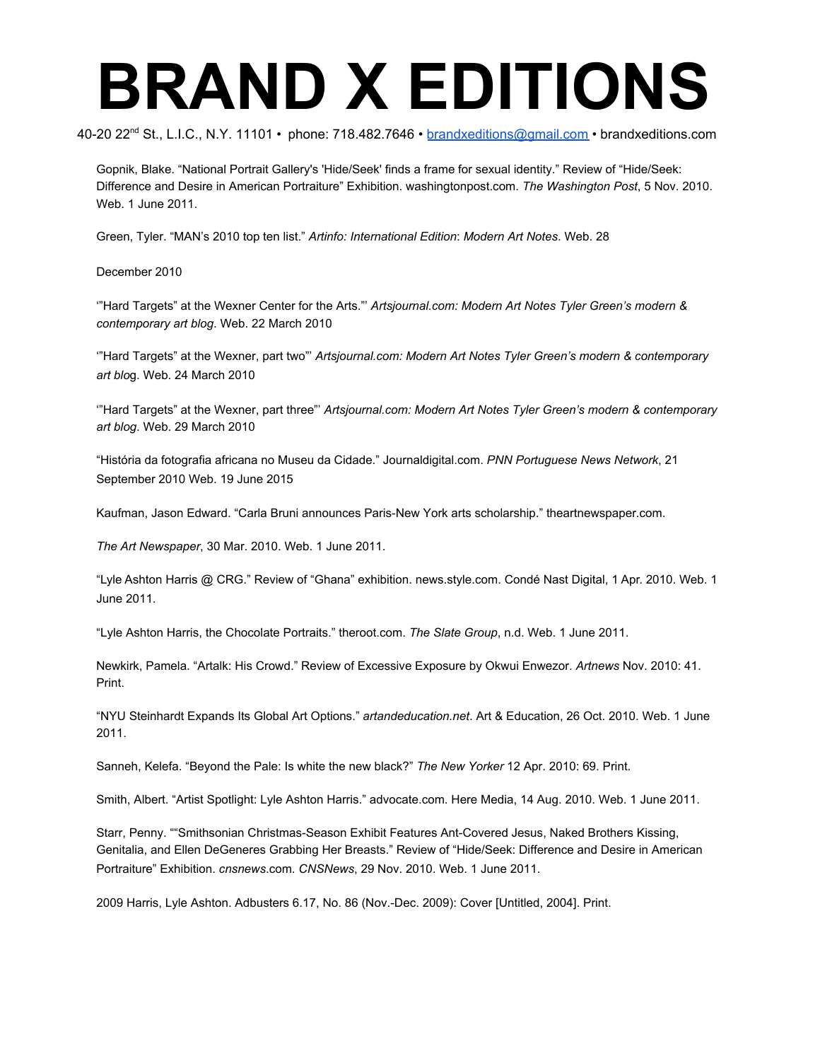# BRAND X EDITIONS

40-20 22nd St., L.I.C., N.Y. 11101 • phone: 718.482.7646 • brandxeditions@gmail.com • brandxeditions.com

Gopnik, Blake. “National Portrait Gallery's 'Hide/Seek' finds a frame for sexual identity.” Review of “Hide/Seek: Difference and Desire in American Portraiture” Exhibition. washingtonpost.com. *The Washington Post*, 5 Nov. 2010. Web. 1 June 2011.

Green, Tyler. “MAN’s 2010 top ten list.” *Artinfo: International Edition*: *Modern Art Notes*. Web. 28

December 2010

‘”Hard Targets” at the Wexner Center for the Arts.”’ *Artsjournal.com: Modern Art Notes Tyler Green’s modern & contemporary art blog*. Web. 22 March 2010

‘”Hard Targets” at the Wexner, part two”’ *Artsjournal.com: Modern Art Notes Tyler Green’s modern & contemporary art blo*g. Web. 24 March 2010

‘”Hard Targets” at the Wexner, part three”’ *Artsjournal.com: Modern Art Notes Tyler Green’s modern & contemporary art blog*. Web. 29 March 2010

“História da fotografia africana no Museu da Cidade.” Journaldigital.com. *PNN Portuguese News Network*, 21 September 2010 Web. 19 June 2015

Kaufman, Jason Edward. “Carla Bruni announces Paris-New York arts scholarship.” theartnewspaper.com.

*The Art Newspaper*, 30 Mar. 2010. Web. 1 June 2011.

“Lyle Ashton Harris @ CRG.” Review of “Ghana” exhibition. news.style.com. Condé Nast Digital, 1 Apr. 2010. Web. 1 June 2011.

“Lyle Ashton Harris, the Chocolate Portraits.” theroot.com. *The Slate Group*, n.d. Web. 1 June 2011.

Newkirk, Pamela. “Artalk: His Crowd.” Review of Excessive Exposure by Okwui Enwezor. *Artnews* Nov. 2010: 41. Print.

“NYU Steinhardt Expands Its Global Art Options.” *artandeducation.net*. Art & Education, 26 Oct. 2010. Web. 1 June 2011.

Sanneh, Kelefa. “Beyond the Pale: Is white the new black?” *The New Yorker* 12 Apr. 2010: 69. Print.

Smith, Albert. “Artist Spotlight: Lyle Ashton Harris.” advocate.com. Here Media, 14 Aug. 2010. Web. 1 June 2011.

Starr, Penny. ““Smithsonian Christmas-Season Exhibit Features Ant-Covered Jesus, Naked Brothers Kissing, Genitalia, and Ellen DeGeneres Grabbing Her Breasts.” Review of “Hide/Seek: Difference and Desire in American Portraiture” Exhibition. *cnsnews*.com. *CNSNews*, 29 Nov. 2010. Web. 1 June 2011.

2009 Harris, Lyle Ashton. Adbusters 6.17, No. 86 (Nov.-Dec. 2009): Cover [Untitled, 2004]. Print.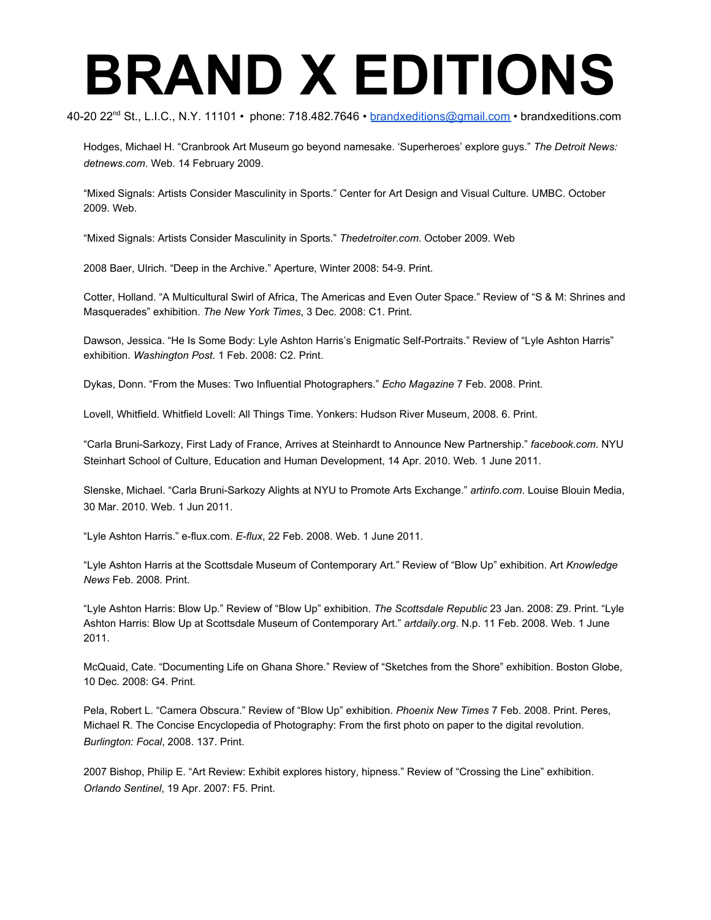# BRAND X EDITIONS

40-20 22nd St., L.I.C., N.Y. 11101 • phone: 718.482.7646 • brandxeditions@gmail.com • brandxeditions.com

Hodges, Michael H. "Cranbrook Art Museum go beyond namesake. 'Superheroes' explore guys." *The Detroit News: detnews.com*. Web. 14 February 2009.

"Mixed Signals: Artists Consider Masculinity in Sports." Center for Art Design and Visual Culture. UMBC. October 2009. Web.

"Mixed Signals: Artists Consider Masculinity in Sports." *Thedetroiter.com*. October 2009. Web

2008 Baer, Ulrich. "Deep in the Archive." Aperture, Winter 2008: 54-9. Print.

Cotter, Holland. "A Multicultural Swirl of Africa, The Americas and Even Outer Space." Review of "S & M: Shrines and Masquerades" exhibition. *The New York Times*, 3 Dec. 2008: C1. Print.

Dawson, Jessica. "He Is Some Body: Lyle Ashton Harris's Enigmatic Self-Portraits." Review of "Lyle Ashton Harris" exhibition. *Washington Post*. 1 Feb. 2008: C2. Print.

Dykas, Donn. "From the Muses: Two Influential Photographers." *Echo Magazine* 7 Feb. 2008. Print.

Lovell, Whitfield. Whitfield Lovell: All Things Time. Yonkers: Hudson River Museum, 2008. 6. Print.

"Carla Bruni-Sarkozy, First Lady of France, Arrives at Steinhardt to Announce New Partnership." *facebook.com*. NYU Steinhart School of Culture, Education and Human Development, 14 Apr. 2010. Web. 1 June 2011.

Slenske, Michael. "Carla Bruni-Sarkozy Alights at NYU to Promote Arts Exchange." *artinfo.com*. Louise Blouin Media, 30 Mar. 2010. Web. 1 Jun 2011.

"Lyle Ashton Harris." e-flux.com. *E-flux*, 22 Feb. 2008. Web. 1 June 2011.

"Lyle Ashton Harris at the Scottsdale Museum of Contemporary Art." Review of "Blow Up" exhibition. Art *Knowledge News* Feb. 2008. Print.

"Lyle Ashton Harris: Blow Up." Review of "Blow Up" exhibition. *The Scottsdale Republic* 23 Jan. 2008: Z9. Print. "Lyle Ashton Harris: Blow Up at Scottsdale Museum of Contemporary Art." *artdaily.org*. N.p. 11 Feb. 2008. Web. 1 June 2011.

McQuaid, Cate. "Documenting Life on Ghana Shore." Review of "Sketches from the Shore" exhibition. Boston Globe, 10 Dec. 2008: G4. Print.

Pela, Robert L. "Camera Obscura." Review of "Blow Up" exhibition. *Phoenix New Times* 7 Feb. 2008. Print. Peres, Michael R. The Concise Encyclopedia of Photography: From the first photo on paper to the digital revolution. *Burlington: Focal*, 2008. 137. Print.

2007 Bishop, Philip E. "Art Review: Exhibit explores history, hipness." Review of "Crossing the Line" exhibition. *Orlando Sentinel*, 19 Apr. 2007: F5. Print.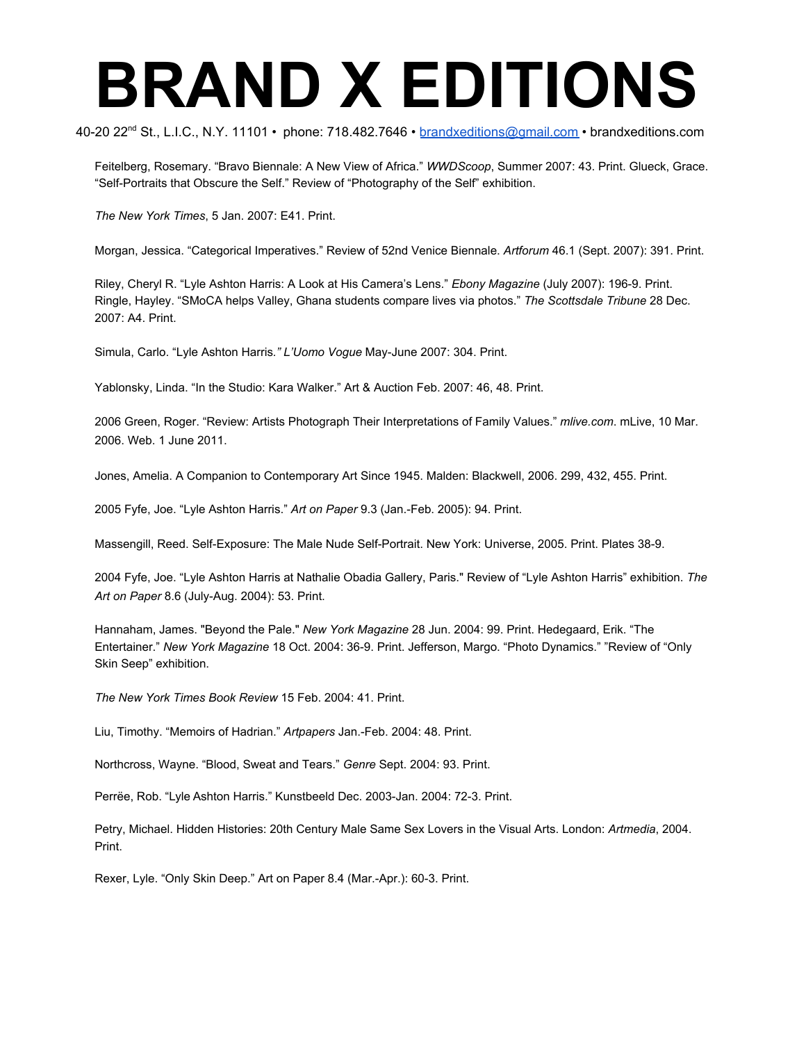# BRAND X EDITIONS

40-20 22nd St., L.I.C., N.Y. 11101 • phone: 718.482.7646 • brandxeditions@gmail.com • brandxeditions.com

Feitelberg, Rosemary. “Bravo Biennale: A New View of Africa.” *WWDScoop*, Summer 2007: 43. Print. Glueck, Grace. “Self-Portraits that Obscure the Self.” Review of “Photography of the Self” exhibition.

*The New York Times*, 5 Jan. 2007: E41. Print.

Morgan, Jessica. “Categorical Imperatives.” Review of 52nd Venice Biennale. *Artforum* 46.1 (Sept. 2007): 391. Print.

Riley, Cheryl R. “Lyle Ashton Harris: A Look at His Camera’s Lens.” *Ebony Magazine* (July 2007): 196-9. Print. Ringle, Hayley. “SMoCA helps Valley, Ghana students compare lives via photos.” *The Scottsdale Tribune* 28 Dec. 2007: A4. Print.

Simula, Carlo. “Lyle Ashton Harris.*” L’Uomo Vogue* May-June 2007: 304. Print.

Yablonsky, Linda. “In the Studio: Kara Walker.” Art & Auction Feb. 2007: 46, 48. Print.

2006 Green, Roger. “Review: Artists Photograph Their Interpretations of Family Values.” *mlive.com*. mLive, 10 Mar. 2006. Web. 1 June 2011.

Jones, Amelia. A Companion to Contemporary Art Since 1945. Malden: Blackwell, 2006. 299, 432, 455. Print.

2005 Fyfe, Joe. “Lyle Ashton Harris.” *Art on Paper* 9.3 (Jan.-Feb. 2005): 94. Print.

Massengill, Reed. Self-Exposure: The Male Nude Self-Portrait. New York: Universe, 2005. Print. Plates 38-9.

2004 Fyfe, Joe. “Lyle Ashton Harris at Nathalie Obadia Gallery, Paris." Review of “Lyle Ashton Harris” exhibition. *The Art on Paper* 8.6 (July-Aug. 2004): 53. Print.

Hannaham, James. "Beyond the Pale." *New York Magazine* 28 Jun. 2004: 99. Print. Hedegaard, Erik. “The Entertainer.” *New York Magazine* 18 Oct. 2004: 36-9. Print. Jefferson, Margo. “Photo Dynamics.” ”Review of “Only Skin Seep” exhibition.

*The New York Times Book Review* 15 Feb. 2004: 41. Print.

Liu, Timothy. “Memoirs of Hadrian.” *Artpapers* Jan.-Feb. 2004: 48. Print.

Northcross, Wayne. “Blood, Sweat and Tears.” *Genre* Sept. 2004: 93. Print.

Perrëe, Rob. “Lyle Ashton Harris.” Kunstbeeld Dec. 2003-Jan. 2004: 72-3. Print.

Petry, Michael. Hidden Histories: 20th Century Male Same Sex Lovers in the Visual Arts. London: *Artmedia*, 2004. Print.

Rexer, Lyle. “Only Skin Deep.” Art on Paper 8.4 (Mar.-Apr.): 60-3. Print.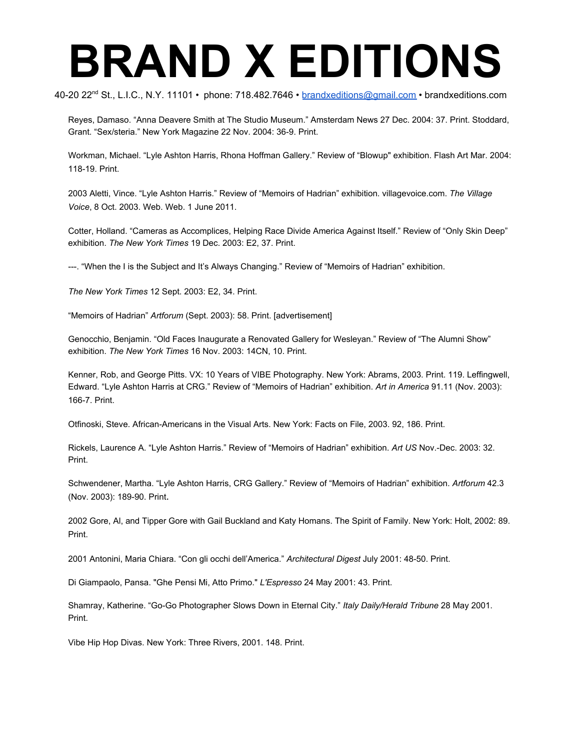# BRAND X EDITIONS

40-20 22nd St., L.I.C., N.Y. 11101 • phone: 718.482.7646 • brandxeditions@gmail.com • brandxeditions.com

Reyes, Damaso. “Anna Deavere Smith at The Studio Museum.” Amsterdam News 27 Dec. 2004: 37. Print. Stoddard, Grant. “Sex/steria.” New York Magazine 22 Nov. 2004: 36-9. Print.

Workman, Michael. “Lyle Ashton Harris, Rhona Hoffman Gallery.” Review of “Blowup" exhibition. Flash Art Mar. 2004: 118-19. Print.

2003 Aletti, Vince. “Lyle Ashton Harris.” Review of “Memoirs of Hadrian” exhibition. villagevoice.com. *The Village Voice*, 8 Oct. 2003. Web. Web. 1 June 2011.

Cotter, Holland. “Cameras as Accomplices, Helping Race Divide America Against Itself.” Review of “Only Skin Deep” exhibition. *The New York Times* 19 Dec. 2003: E2, 37. Print.

---. “When the I is the Subject and It’s Always Changing.” Review of “Memoirs of Hadrian” exhibition.

*The New York Times* 12 Sept. 2003: E2, 34. Print.

“Memoirs of Hadrian” *Artforum* (Sept. 2003): 58. Print. [advertisement]

Genocchio, Benjamin. “Old Faces Inaugurate a Renovated Gallery for Wesleyan.” Review of “The Alumni Show” exhibition. *The New York Times* 16 Nov. 2003: 14CN, 10. Print.

Kenner, Rob, and George Pitts. VX: 10 Years of VIBE Photography. New York: Abrams, 2003. Print. 119. Leffingwell, Edward. “Lyle Ashton Harris at CRG.” Review of “Memoirs of Hadrian” exhibition. *Art in America* 91.11 (Nov. 2003): 166-7. Print.

Otfinoski, Steve. African-Americans in the Visual Arts. New York: Facts on File, 2003. 92, 186. Print.

Rickels, Laurence A. “Lyle Ashton Harris.” Review of “Memoirs of Hadrian” exhibition. *Art US* Nov.-Dec. 2003: 32. Print.

Schwendener, Martha. “Lyle Ashton Harris, CRG Gallery.” Review of “Memoirs of Hadrian” exhibition. *Artforum* 42.3 (Nov. 2003): 189-90. Print.

2002 Gore, Al, and Tipper Gore with Gail Buckland and Katy Homans. The Spirit of Family. New York: Holt, 2002: 89. Print.

2001 Antonini, Maria Chiara. “Con gli occhi dell’America.” *Architectural Digest* July 2001: 48-50. Print.

Di Giampaolo, Pansa. "Ghe Pensi Mi, Atto Primo." *L'Espresso* 24 May 2001: 43. Print.

Shamray, Katherine. “Go-Go Photographer Slows Down in Eternal City.” *Italy Daily/Herald Tribune* 28 May 2001. Print.

Vibe Hip Hop Divas. New York: Three Rivers, 2001. 148. Print.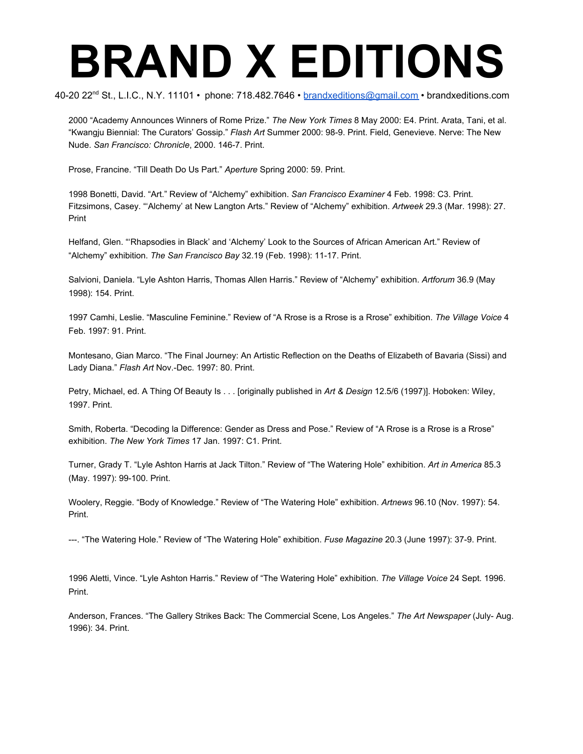# BRAND X EDITIONS

40-20 22nd St., L.I.C., N.Y. 11101 • phone: 718.482.7646 • brandxeditions@gmail.com • brandxeditions.com

2000 "Academy Announces Winners of Rome Prize." *The New York Times* 8 May 2000: E4. Print. Arata, Tani, et al. "Kwangju Biennial: The Curators' Gossip." *Flash Art* Summer 2000: 98-9. Print. Field, Genevieve. Nerve: The New Nude. *San Francisco: Chronicle*, 2000. 146-7. Print.

Prose, Francine. "Till Death Do Us Part." *Aperture* Spring 2000: 59. Print.

1998 Bonetti, David. "Art." Review of "Alchemy" exhibition. *San Francisco Examiner* 4 Feb. 1998: C3. Print. Fitzsimons, Casey. "'Alchemy' at New Langton Arts." Review of "Alchemy" exhibition. *Artweek* 29.3 (Mar. 1998): 27. Print

Helfand, Glen. "'Rhapsodies in Black' and 'Alchemy' Look to the Sources of African American Art." Review of "Alchemy" exhibition. *The San Francisco Bay* 32.19 (Feb. 1998): 11-17. Print.

Salvioni, Daniela. "Lyle Ashton Harris, Thomas Allen Harris." Review of "Alchemy" exhibition. *Artforum* 36.9 (May 1998): 154. Print.

1997 Camhi, Leslie. "Masculine Feminine." Review of "A Rrose is a Rrose is a Rrose" exhibition. *The Village Voice* 4 Feb. 1997: 91. Print.

Montesano, Gian Marco. "The Final Journey: An Artistic Reflection on the Deaths of Elizabeth of Bavaria (Sissi) and Lady Diana." *Flash Art* Nov.-Dec. 1997: 80. Print.

Petry, Michael, ed. A Thing Of Beauty Is . . . [originally published in *Art & Design* 12.5/6 (1997)]. Hoboken: Wiley, 1997. Print.

Smith, Roberta. "Decoding la Difference: Gender as Dress and Pose." Review of "A Rrose is a Rrose is a Rrose" exhibition. *The New York Times* 17 Jan. 1997: C1. Print.

Turner, Grady T. "Lyle Ashton Harris at Jack Tilton." Review of "The Watering Hole" exhibition. *Art in America* 85.3 (May. 1997): 99-100. Print.

Woolery, Reggie. "Body of Knowledge." Review of "The Watering Hole" exhibition. *Artnews* 96.10 (Nov. 1997): 54. Print.

---. "The Watering Hole." Review of "The Watering Hole" exhibition. *Fuse Magazine* 20.3 (June 1997): 37-9. Print.

1996 Aletti, Vince. "Lyle Ashton Harris." Review of "The Watering Hole" exhibition. *The Village Voice* 24 Sept. 1996. Print.

Anderson, Frances. "The Gallery Strikes Back: The Commercial Scene, Los Angeles." *The Art Newspaper* (July- Aug. 1996): 34. Print.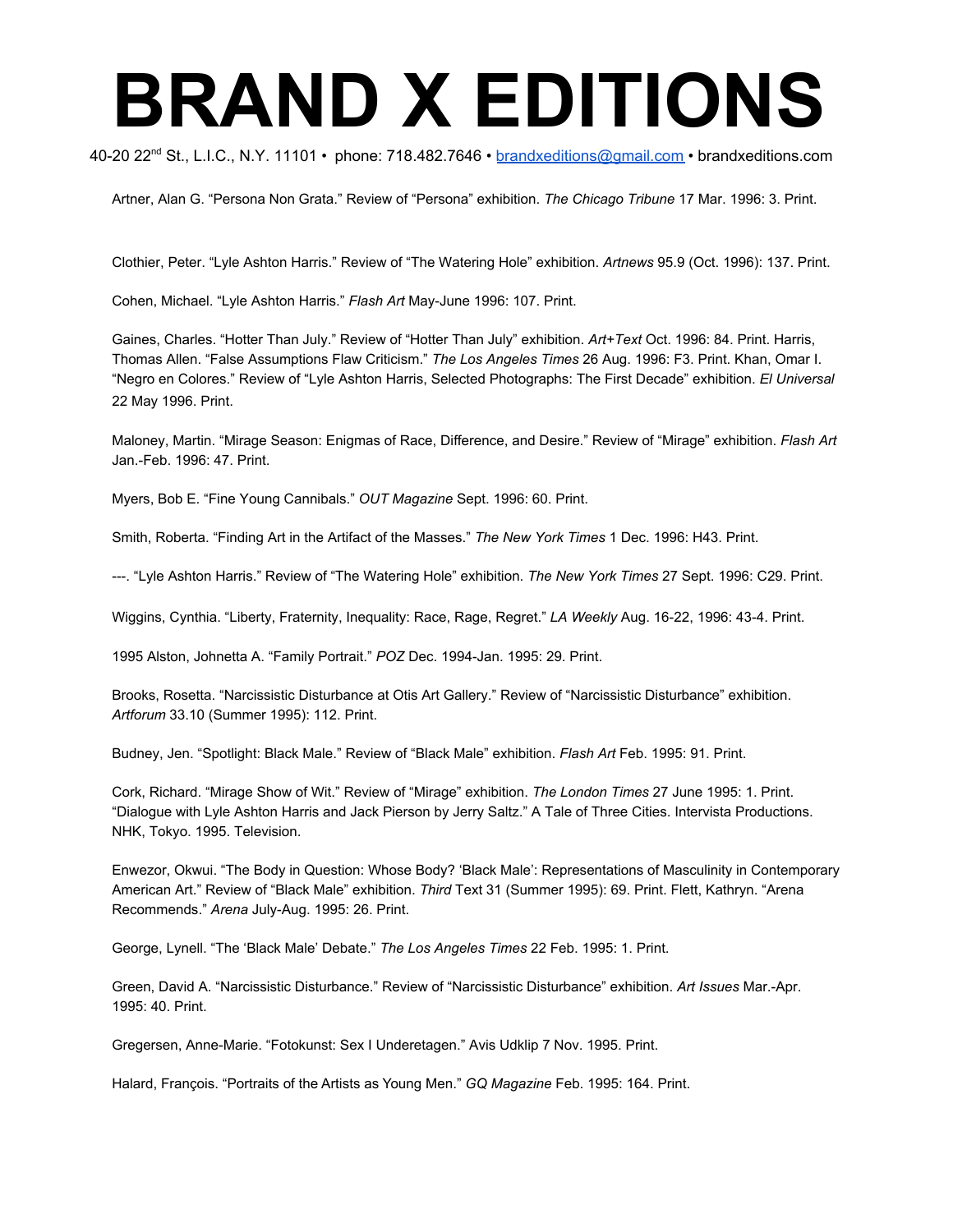# BRAND X EDITIONS

40-20 22nd St., L.I.C., N.Y. 11101 • phone: 718.482.7646 • brandxeditions@gmail.com • brandxeditions.com

Artner, Alan G. “Persona Non Grata.” Review of “Persona” exhibition. *The Chicago Tribune* 17 Mar. 1996: 3. Print.

Clothier, Peter. “Lyle Ashton Harris.” Review of “The Watering Hole” exhibition. *Artnews* 95.9 (Oct. 1996): 137. Print.

Cohen, Michael. “Lyle Ashton Harris.” *Flash Art* May-June 1996: 107. Print.

Gaines, Charles. “Hotter Than July.” Review of “Hotter Than July” exhibition. *Art+Text* Oct. 1996: 84. Print. Harris, Thomas Allen. “False Assumptions Flaw Criticism.” *The Los Angeles Times* 26 Aug. 1996: F3. Print. Khan, Omar I. “Negro en Colores.” Review of “Lyle Ashton Harris, Selected Photographs: The First Decade” exhibition. *El Universal* 22 May 1996. Print.

Maloney, Martin. “Mirage Season: Enigmas of Race, Difference, and Desire.” Review of “Mirage” exhibition. *Flash Art* Jan.-Feb. 1996: 47. Print.

Myers, Bob E. “Fine Young Cannibals.” *OUT Magazine* Sept. 1996: 60. Print.

Smith, Roberta. “Finding Art in the Artifact of the Masses.” *The New York Times* 1 Dec. 1996: H43. Print.

---. “Lyle Ashton Harris.” Review of “The Watering Hole” exhibition. *The New York Times* 27 Sept. 1996: C29. Print.

Wiggins, Cynthia. “Liberty, Fraternity, Inequality: Race, Rage, Regret.” *LA Weekly* Aug. 16-22, 1996: 43-4. Print.

1995 Alston, Johnetta A. “Family Portrait.” *POZ* Dec. 1994-Jan. 1995: 29. Print.

Brooks, Rosetta. “Narcissistic Disturbance at Otis Art Gallery.” Review of “Narcissistic Disturbance” exhibition. *Artforum* 33.10 (Summer 1995): 112. Print.

Budney, Jen. “Spotlight: Black Male.” Review of “Black Male” exhibition. *Flash Art* Feb. 1995: 91. Print.

Cork, Richard. “Mirage Show of Wit.” Review of “Mirage” exhibition. *The London Times* 27 June 1995: 1. Print. “Dialogue with Lyle Ashton Harris and Jack Pierson by Jerry Saltz.” A Tale of Three Cities. Intervista Productions. NHK, Tokyo. 1995. Television.

Enwezor, Okwui. “The Body in Question: Whose Body? ‘Black Male’: Representations of Masculinity in Contemporary American Art.” Review of “Black Male” exhibition. *Third* Text 31 (Summer 1995): 69. Print. Flett, Kathryn. “Arena Recommends.” *Arena* July-Aug. 1995: 26. Print.

George, Lynell. “The ‘Black Male’ Debate.” *The Los Angeles Times* 22 Feb. 1995: 1. Print.

Green, David A. “Narcissistic Disturbance.” Review of “Narcissistic Disturbance” exhibition. *Art Issues* Mar.-Apr. 1995: 40. Print.

Gregersen, Anne-Marie. “Fotokunst: Sex I Underetagen.” Avis Udklip 7 Nov. 1995. Print.

Halard, François. “Portraits of the Artists as Young Men.” *GQ Magazine* Feb. 1995: 164. Print.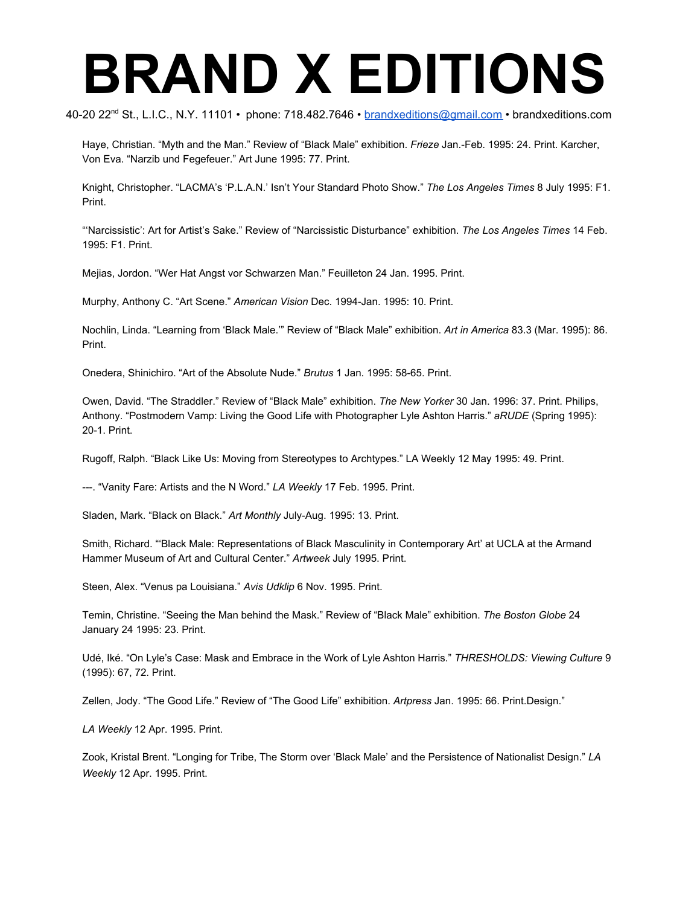# BRAND X EDITIONS

40-20 22nd St., L.I.C., N.Y. 11101 • phone: 718.482.7646 • brandxeditions@gmail.com • brandxeditions.com

Haye, Christian. “Myth and the Man.” Review of “Black Male” exhibition. *Frieze* Jan.-Feb. 1995: 24. Print. Karcher, Von Eva. “Narzib und Fegefeuer.” Art June 1995: 77. Print.

Knight, Christopher. “LACMA’s ‘P.L.A.N.’ Isn’t Your Standard Photo Show.” *The Los Angeles Times* 8 July 1995: F1. Print.

“‘Narcissistic’: Art for Artist’s Sake.” Review of “Narcissistic Disturbance” exhibition. *The Los Angeles Times* 14 Feb. 1995: F1. Print.

Mejias, Jordon. “Wer Hat Angst vor Schwarzen Man.” Feuilleton 24 Jan. 1995. Print.

Murphy, Anthony C. “Art Scene.” *American Vision* Dec. 1994-Jan. 1995: 10. Print.

Nochlin, Linda. “Learning from ‘Black Male.’” Review of “Black Male” exhibition. *Art in America* 83.3 (Mar. 1995): 86. Print.

Onedera, Shinichiro. “Art of the Absolute Nude.” *Brutus* 1 Jan. 1995: 58-65. Print.

Owen, David. “The Straddler.” Review of “Black Male” exhibition. *The New Yorker* 30 Jan. 1996: 37. Print. Philips, Anthony. “Postmodern Vamp: Living the Good Life with Photographer Lyle Ashton Harris.” *aRUDE* (Spring 1995): 20-1. Print.

Rugoff, Ralph. “Black Like Us: Moving from Stereotypes to Archtypes.” LA Weekly 12 May 1995: 49. Print.

---. “Vanity Fare: Artists and the N Word.” *LA Weekly* 17 Feb. 1995. Print.

Sladen, Mark. “Black on Black.” *Art Monthly* July-Aug. 1995: 13. Print.

Smith, Richard. “‘Black Male: Representations of Black Masculinity in Contemporary Art’ at UCLA at the Armand Hammer Museum of Art and Cultural Center.” *Artweek* July 1995. Print.

Steen, Alex. “Venus pa Louisiana.” *Avis Udklip* 6 Nov. 1995. Print.

Temin, Christine. “Seeing the Man behind the Mask.” Review of “Black Male” exhibition. *The Boston Globe* 24 January 24 1995: 23. Print.

Udé, Iké. “On Lyle’s Case: Mask and Embrace in the Work of Lyle Ashton Harris.” *THRESHOLDS: Viewing Culture* 9 (1995): 67, 72. Print.

Zellen, Jody. “The Good Life.” Review of “The Good Life” exhibition. *Artpress* Jan. 1995: 66. Print.Design.”

*LA Weekly* 12 Apr. 1995. Print.

Zook, Kristal Brent. “Longing for Tribe, The Storm over ‘Black Male’ and the Persistence of Nationalist Design.” *LA Weekly* 12 Apr. 1995. Print.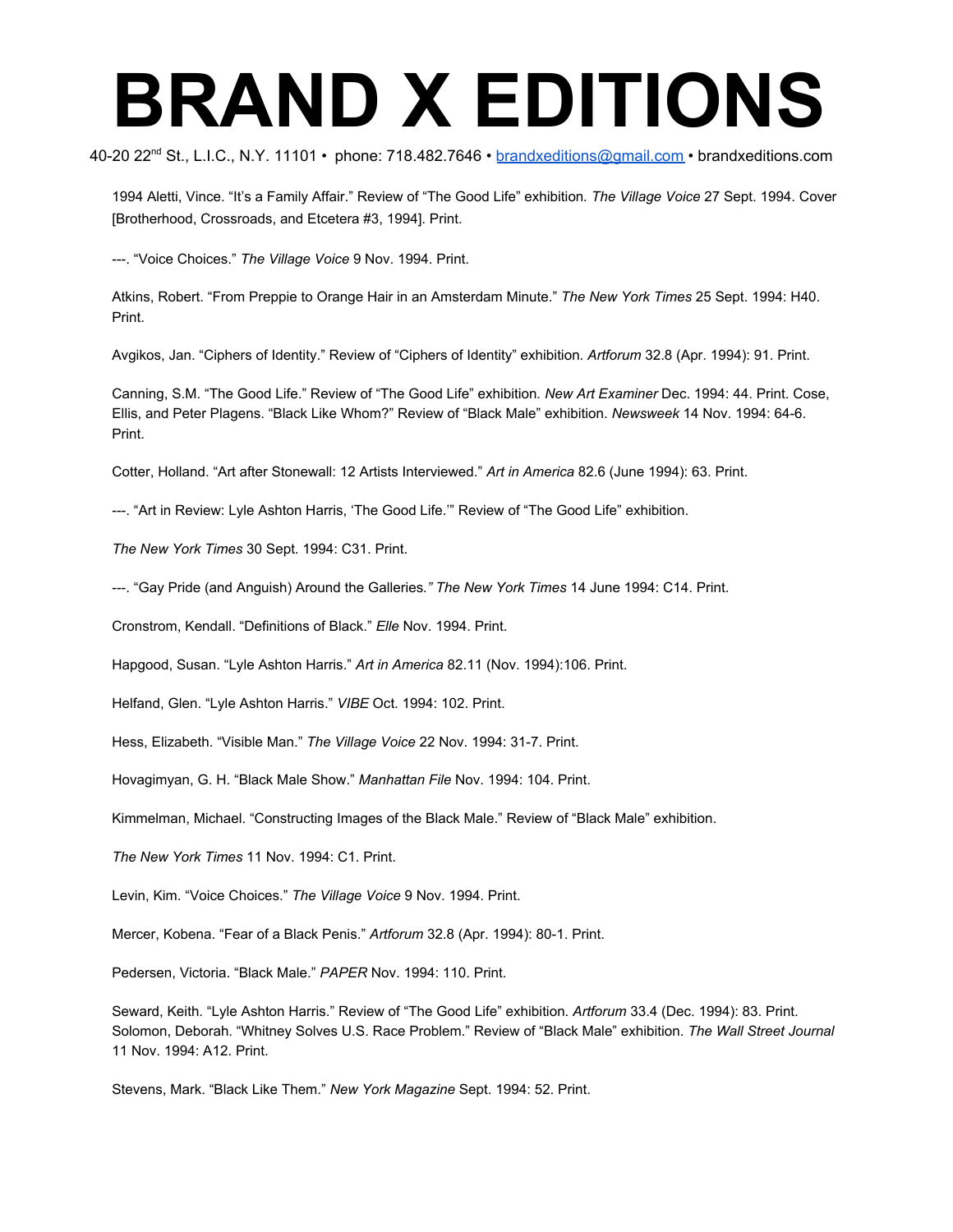# BRAND X EDITIONS

40-20 22nd St., L.I.C., N.Y. 11101 • phone: 718.482.7646 • brandxeditions@gmail.com • brandxeditions.com

1994 Aletti, Vince. “It’s a Family Affair.” Review of “The Good Life” exhibition. *The Village Voice* 27 Sept. 1994. Cover [Brotherhood, Crossroads, and Etcetera #3, 1994]. Print.

---. “Voice Choices.” *The Village Voice* 9 Nov. 1994. Print.

Atkins, Robert. “From Preppie to Orange Hair in an Amsterdam Minute.” *The New York Times* 25 Sept. 1994: H40. Print.

Avgikos, Jan. “Ciphers of Identity.” Review of “Ciphers of Identity” exhibition. *Artforum* 32.8 (Apr. 1994): 91. Print.

Canning, S.M. “The Good Life.” Review of “The Good Life” exhibition. *New Art Examiner* Dec. 1994: 44. Print. Cose, Ellis, and Peter Plagens. “Black Like Whom?” Review of “Black Male” exhibition. *Newsweek* 14 Nov. 1994: 64-6. Print.

Cotter, Holland. “Art after Stonewall: 12 Artists Interviewed.” *Art in America* 82.6 (June 1994): 63. Print.

---. “Art in Review: Lyle Ashton Harris, ‘The Good Life.’” Review of “The Good Life” exhibition.

*The New York Times* 30 Sept. 1994: C31. Print.

---. “Gay Pride (and Anguish) Around the Galleries.” *The New York Times* 14 June 1994: C14. Print.

Cronstrom, Kendall. “Definitions of Black.” *Elle* Nov. 1994. Print.

Hapgood, Susan. “Lyle Ashton Harris.” *Art in America* 82.11 (Nov. 1994):106. Print.

Helfand, Glen. “Lyle Ashton Harris.” *VIBE* Oct. 1994: 102. Print.

Hess, Elizabeth. “Visible Man.” *The Village Voice* 22 Nov. 1994: 31-7. Print.

Hovagimyan, G. H. “Black Male Show.” *Manhattan File* Nov. 1994: 104. Print.

Kimmelman, Michael. “Constructing Images of the Black Male.” Review of “Black Male” exhibition.

*The New York Times* 11 Nov. 1994: C1. Print.

Levin, Kim. “Voice Choices.” *The Village Voice* 9 Nov. 1994. Print.

Mercer, Kobena. “Fear of a Black Penis.” *Artforum* 32.8 (Apr. 1994): 80-1. Print.

Pedersen, Victoria. “Black Male.” *PAPER* Nov. 1994: 110. Print.

Seward, Keith. “Lyle Ashton Harris.” Review of “The Good Life” exhibition. *Artforum* 33.4 (Dec. 1994): 83. Print. Solomon, Deborah. “Whitney Solves U.S. Race Problem.” Review of “Black Male” exhibition. *The Wall Street Journal* 11 Nov. 1994: A12. Print.

Stevens, Mark. “Black Like Them.” *New York Magazine* Sept. 1994: 52. Print.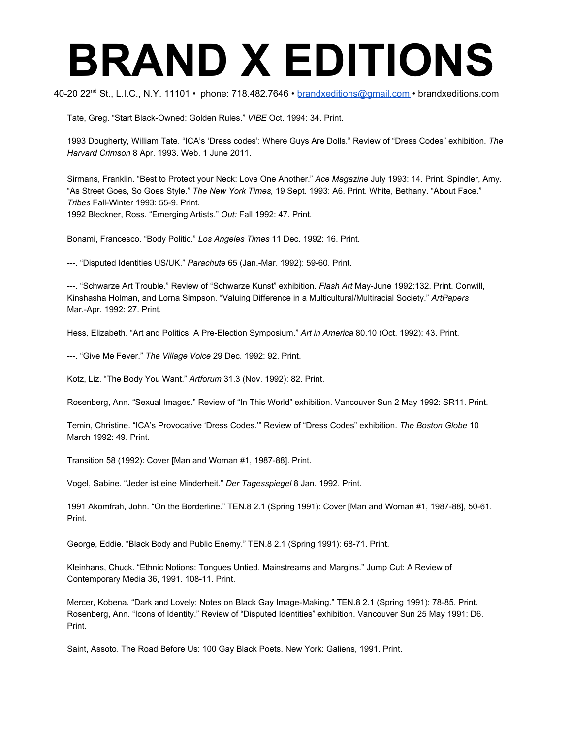# BRAND X EDITIONS

40-20 22nd St., L.I.C., N.Y. 11101 • phone: 718.482.7646 • brandxeditions@gmail.com • brandxeditions.com

Tate, Greg. "Start Black-Owned: Golden Rules." *VIBE* Oct. 1994: 34. Print.

1993 Dougherty, William Tate. "ICA's 'Dress codes': Where Guys Are Dolls." Review of "Dress Codes" exhibition. *The Harvard Crimson* 8 Apr. 1993. Web. 1 June 2011.

Sirmans, Franklin. "Best to Protect your Neck: Love One Another." *Ace Magazine* July 1993: 14. Print. Spindler, Amy. "As Street Goes, So Goes Style." *The New York Times,* 19 Sept. 1993: A6. Print. White, Bethany. "About Face." *Tribes* Fall-Winter 1993: 55-9. Print.
1992 Bleckner, Ross. "Emerging Artists." *Out:* Fall 1992: 47. Print.

Bonami, Francesco. "Body Politic." *Los Angeles Times* 11 Dec. 1992: 16. Print.

---. "Disputed Identities US/UK." *Parachute* 65 (Jan.-Mar. 1992): 59-60. Print.

---. "Schwarze Art Trouble." Review of "Schwarze Kunst" exhibition. *Flash Art* May-June 1992:132. Print. Conwill, Kinshasha Holman, and Lorna Simpson. "Valuing Difference in a Multicultural/Multiracial Society." *ArtPapers* Mar.-Apr. 1992: 27. Print.

Hess, Elizabeth. "Art and Politics: A Pre-Election Symposium." *Art in America* 80.10 (Oct. 1992): 43. Print.

---. "Give Me Fever." *The Village Voice* 29 Dec. 1992: 92. Print.

Kotz, Liz. "The Body You Want." *Artforum* 31.3 (Nov. 1992): 82. Print.

Rosenberg, Ann. "Sexual Images." Review of "In This World" exhibition. Vancouver Sun 2 May 1992: SR11. Print.

Temin, Christine. "ICA's Provocative 'Dress Codes.'" Review of "Dress Codes" exhibition. *The Boston Globe* 10 March 1992: 49. Print.

Transition 58 (1992): Cover [Man and Woman #1, 1987-88]. Print.

Vogel, Sabine. "Jeder ist eine Minderheit." *Der Tagesspiegel* 8 Jan. 1992. Print.

1991 Akomfrah, John. "On the Borderline." TEN.8 2.1 (Spring 1991): Cover [Man and Woman #1, 1987-88], 50-61. Print.

George, Eddie. "Black Body and Public Enemy." TEN.8 2.1 (Spring 1991): 68-71. Print.

Kleinhans, Chuck. "Ethnic Notions: Tongues Untied, Mainstreams and Margins." Jump Cut: A Review of Contemporary Media 36, 1991. 108-11. Print.

Mercer, Kobena. "Dark and Lovely: Notes on Black Gay Image-Making." TEN.8 2.1 (Spring 1991): 78-85. Print. Rosenberg, Ann. "Icons of Identity." Review of "Disputed Identities" exhibition. Vancouver Sun 25 May 1991: D6. Print.

Saint, Assoto. The Road Before Us: 100 Gay Black Poets. New York: Galiens, 1991. Print.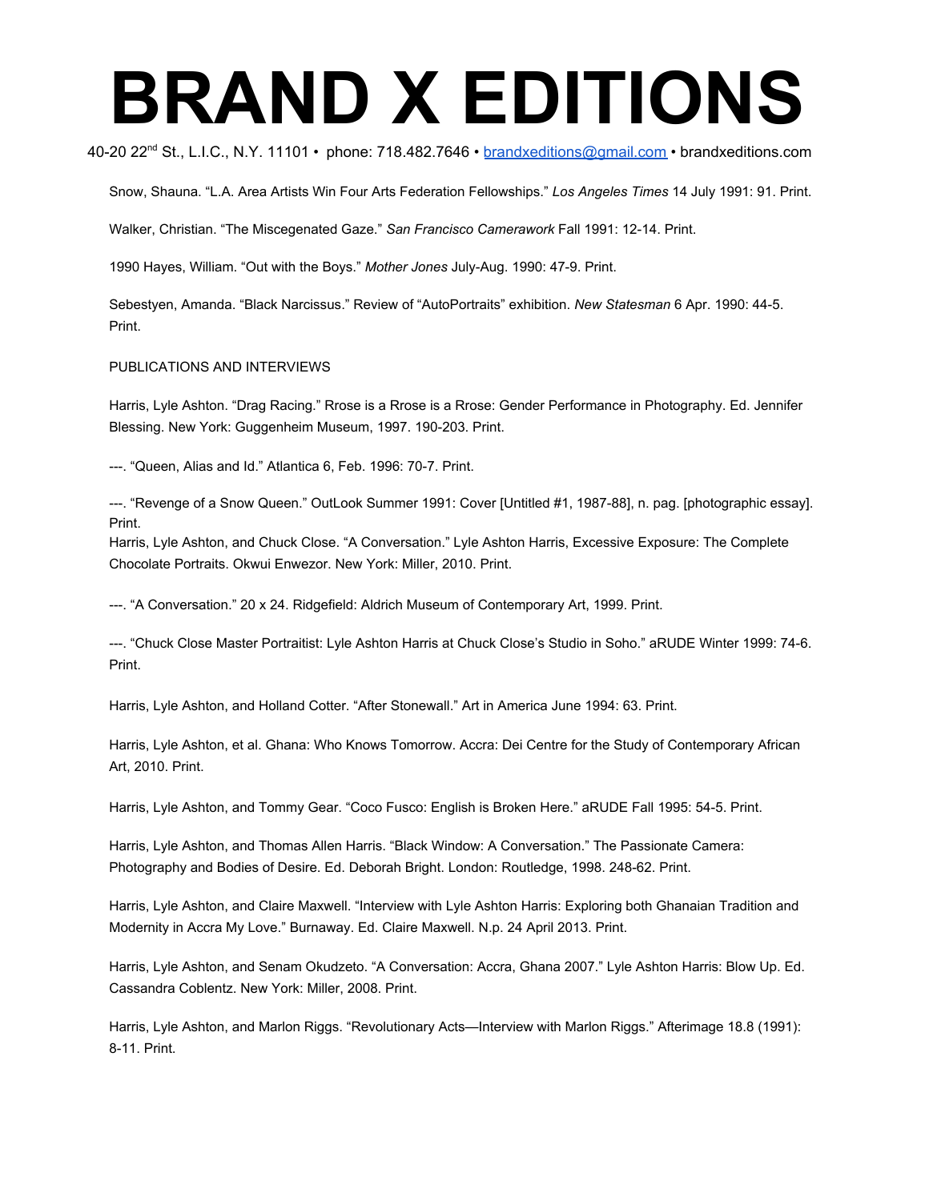# BRAND X EDITIONS

40-20 22nd St., L.I.C., N.Y. 11101 • phone: 718.482.7646 • brandxeditions@gmail.com • brandxeditions.com

Snow, Shauna. “L.A. Area Artists Win Four Arts Federation Fellowships.” *Los Angeles Times* 14 July 1991: 91. Print.

Walker, Christian. “The Miscegenated Gaze.” *San Francisco Camerawork* Fall 1991: 12-14. Print.

1990 Hayes, William. “Out with the Boys.” *Mother Jones* July-Aug. 1990: 47-9. Print.

Sebestyen, Amanda. “Black Narcissus.” Review of “AutoPortraits” exhibition. *New Statesman* 6 Apr. 1990: 44-5. Print.

PUBLICATIONS AND INTERVIEWS

Harris, Lyle Ashton. “Drag Racing.” Rrose is a Rrose is a Rrose: Gender Performance in Photography. Ed. Jennifer Blessing. New York: Guggenheim Museum, 1997. 190-203. Print.

---. “Queen, Alias and Id.” Atlantica 6, Feb. 1996: 70-7. Print.

---. “Revenge of a Snow Queen.” OutLook Summer 1991: Cover [Untitled #1, 1987-88], n. pag. [photographic essay]. Print.

Harris, Lyle Ashton, and Chuck Close. “A Conversation.” Lyle Ashton Harris, Excessive Exposure: The Complete Chocolate Portraits. Okwui Enwezor. New York: Miller, 2010. Print.

---. “A Conversation.” 20 x 24. Ridgefield: Aldrich Museum of Contemporary Art, 1999. Print.

---. “Chuck Close Master Portraitist: Lyle Ashton Harris at Chuck Close’s Studio in Soho.” aRUDE Winter 1999: 74-6. Print.

Harris, Lyle Ashton, and Holland Cotter. “After Stonewall.” Art in America June 1994: 63. Print.

Harris, Lyle Ashton, et al. Ghana: Who Knows Tomorrow. Accra: Dei Centre for the Study of Contemporary African Art, 2010. Print.

Harris, Lyle Ashton, and Tommy Gear. “Coco Fusco: English is Broken Here.” aRUDE Fall 1995: 54-5. Print.

Harris, Lyle Ashton, and Thomas Allen Harris. “Black Window: A Conversation.” The Passionate Camera: Photography and Bodies of Desire. Ed. Deborah Bright. London: Routledge, 1998. 248-62. Print.

Harris, Lyle Ashton, and Claire Maxwell. “Interview with Lyle Ashton Harris: Exploring both Ghanaian Tradition and Modernity in Accra My Love.” Burnaway. Ed. Claire Maxwell. N.p. 24 April 2013. Print.

Harris, Lyle Ashton, and Senam Okudzeto. “A Conversation: Accra, Ghana 2007.” Lyle Ashton Harris: Blow Up. Ed. Cassandra Coblentz. New York: Miller, 2008. Print.

Harris, Lyle Ashton, and Marlon Riggs. “Revolutionary Acts—Interview with Marlon Riggs.” Afterimage 18.8 (1991): 8-11. Print.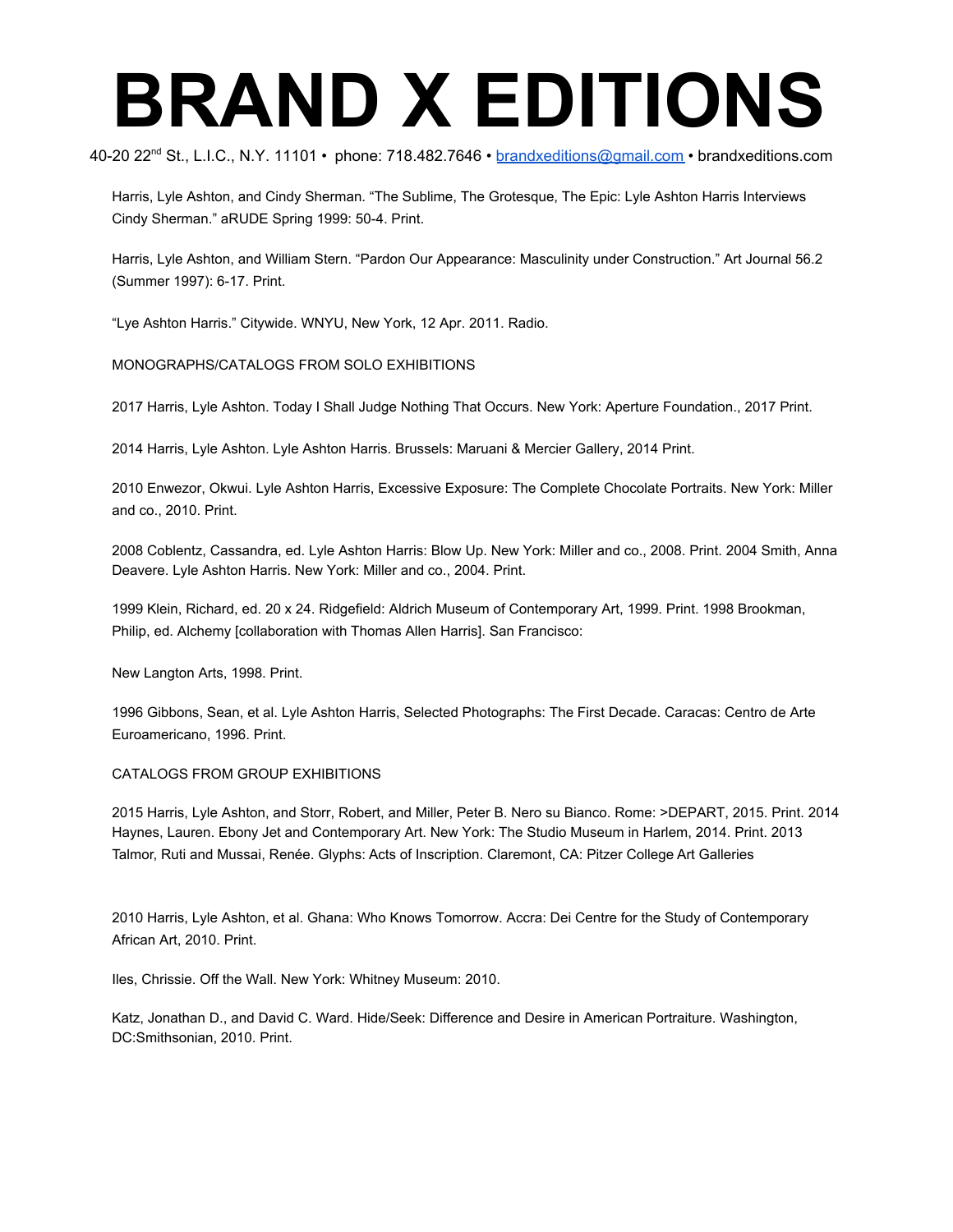# BRAND X EDITIONS

40-20 22nd St., L.I.C., N.Y. 11101 • phone: 718.482.7646 • brandxeditions@gmail.com • brandxeditions.com

Harris, Lyle Ashton, and Cindy Sherman. "The Sublime, The Grotesque, The Epic: Lyle Ashton Harris Interviews Cindy Sherman." aRUDE Spring 1999: 50-4. Print.

Harris, Lyle Ashton, and William Stern. "Pardon Our Appearance: Masculinity under Construction." Art Journal 56.2 (Summer 1997): 6-17. Print.

"Lye Ashton Harris." Citywide. WNYU, New York, 12 Apr. 2011. Radio.

MONOGRAPHS/CATALOGS FROM SOLO EXHIBITIONS

2017 Harris, Lyle Ashton. Today I Shall Judge Nothing That Occurs. New York: Aperture Foundation., 2017 Print.

2014 Harris, Lyle Ashton. Lyle Ashton Harris. Brussels: Maruani & Mercier Gallery, 2014 Print.

2010 Enwezor, Okwui. Lyle Ashton Harris, Excessive Exposure: The Complete Chocolate Portraits. New York: Miller and co., 2010. Print.

2008 Coblentz, Cassandra, ed. Lyle Ashton Harris: Blow Up. New York: Miller and co., 2008. Print. 2004 Smith, Anna Deavere. Lyle Ashton Harris. New York: Miller and co., 2004. Print.

1999 Klein, Richard, ed. 20 x 24. Ridgefield: Aldrich Museum of Contemporary Art, 1999. Print. 1998 Brookman, Philip, ed. Alchemy [collaboration with Thomas Allen Harris]. San Francisco:

New Langton Arts, 1998. Print.

1996 Gibbons, Sean, et al. Lyle Ashton Harris, Selected Photographs: The First Decade. Caracas: Centro de Arte Euroamericano, 1996. Print.

CATALOGS FROM GROUP EXHIBITIONS

2015 Harris, Lyle Ashton, and Storr, Robert, and Miller, Peter B. Nero su Bianco. Rome: >DEPART, 2015. Print. 2014 Haynes, Lauren. Ebony Jet and Contemporary Art. New York: The Studio Museum in Harlem, 2014. Print. 2013 Talmor, Ruti and Mussai, Renée. Glyphs: Acts of Inscription. Claremont, CA: Pitzer College Art Galleries

2010 Harris, Lyle Ashton, et al. Ghana: Who Knows Tomorrow. Accra: Dei Centre for the Study of Contemporary African Art, 2010. Print.

Iles, Chrissie. Off the Wall. New York: Whitney Museum: 2010.

Katz, Jonathan D., and David C. Ward. Hide/Seek: Difference and Desire in American Portraiture. Washington, DC:Smithsonian, 2010. Print.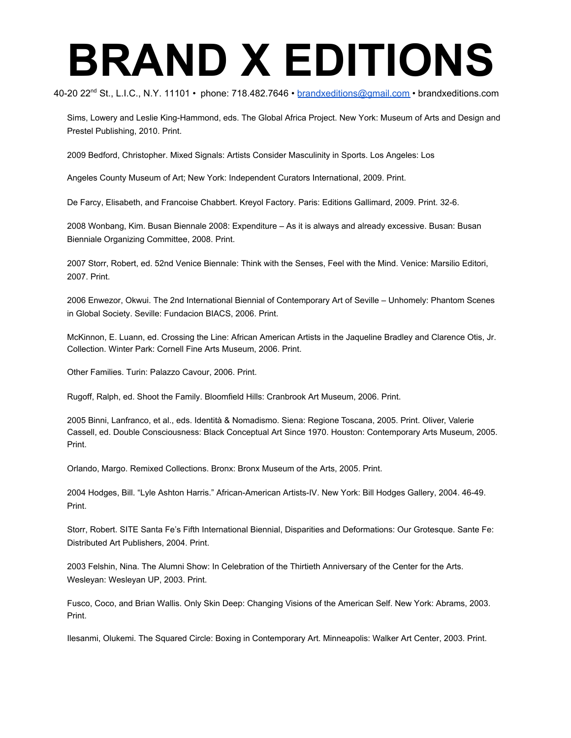# BRAND X EDITIONS

40-20 22nd St., L.I.C., N.Y. 11101 • phone: 718.482.7646 • brandxeditions@gmail.com • brandxeditions.com

Sims, Lowery and Leslie King-Hammond, eds. The Global Africa Project. New York: Museum of Arts and Design and Prestel Publishing, 2010. Print.

2009 Bedford, Christopher. Mixed Signals: Artists Consider Masculinity in Sports. Los Angeles: Los

Angeles County Museum of Art; New York: Independent Curators International, 2009. Print.

De Farcy, Elisabeth, and Francoise Chabbert. Kreyol Factory. Paris: Editions Gallimard, 2009. Print. 32-6.

2008 Wonbang, Kim. Busan Biennale 2008: Expenditure – As it is always and already excessive. Busan: Busan Bienniale Organizing Committee, 2008. Print.

2007 Storr, Robert, ed. 52nd Venice Biennale: Think with the Senses, Feel with the Mind. Venice: Marsilio Editori, 2007. Print.

2006 Enwezor, Okwui. The 2nd International Biennial of Contemporary Art of Seville – Unhomely: Phantom Scenes in Global Society. Seville: Fundacion BIACS, 2006. Print.

McKinnon, E. Luann, ed. Crossing the Line: African American Artists in the Jaqueline Bradley and Clarence Otis, Jr. Collection. Winter Park: Cornell Fine Arts Museum, 2006. Print.

Other Families. Turin: Palazzo Cavour, 2006. Print.

Rugoff, Ralph, ed. Shoot the Family. Bloomfield Hills: Cranbrook Art Museum, 2006. Print.

2005 Binni, Lanfranco, et al., eds. Identità & Nomadismo. Siena: Regione Toscana, 2005. Print. Oliver, Valerie Cassell, ed. Double Consciousness: Black Conceptual Art Since 1970. Houston: Contemporary Arts Museum, 2005. Print.

Orlando, Margo. Remixed Collections. Bronx: Bronx Museum of the Arts, 2005. Print.

2004 Hodges, Bill. "Lyle Ashton Harris." African-American Artists-IV. New York: Bill Hodges Gallery, 2004. 46-49. Print.

Storr, Robert. SITE Santa Fe's Fifth International Biennial, Disparities and Deformations: Our Grotesque. Sante Fe: Distributed Art Publishers, 2004. Print.

2003 Felshin, Nina. The Alumni Show: In Celebration of the Thirtieth Anniversary of the Center for the Arts. Wesleyan: Wesleyan UP, 2003. Print.

Fusco, Coco, and Brian Wallis. Only Skin Deep: Changing Visions of the American Self. New York: Abrams, 2003. Print.

Ilesanmi, Olukemi. The Squared Circle: Boxing in Contemporary Art. Minneapolis: Walker Art Center, 2003. Print.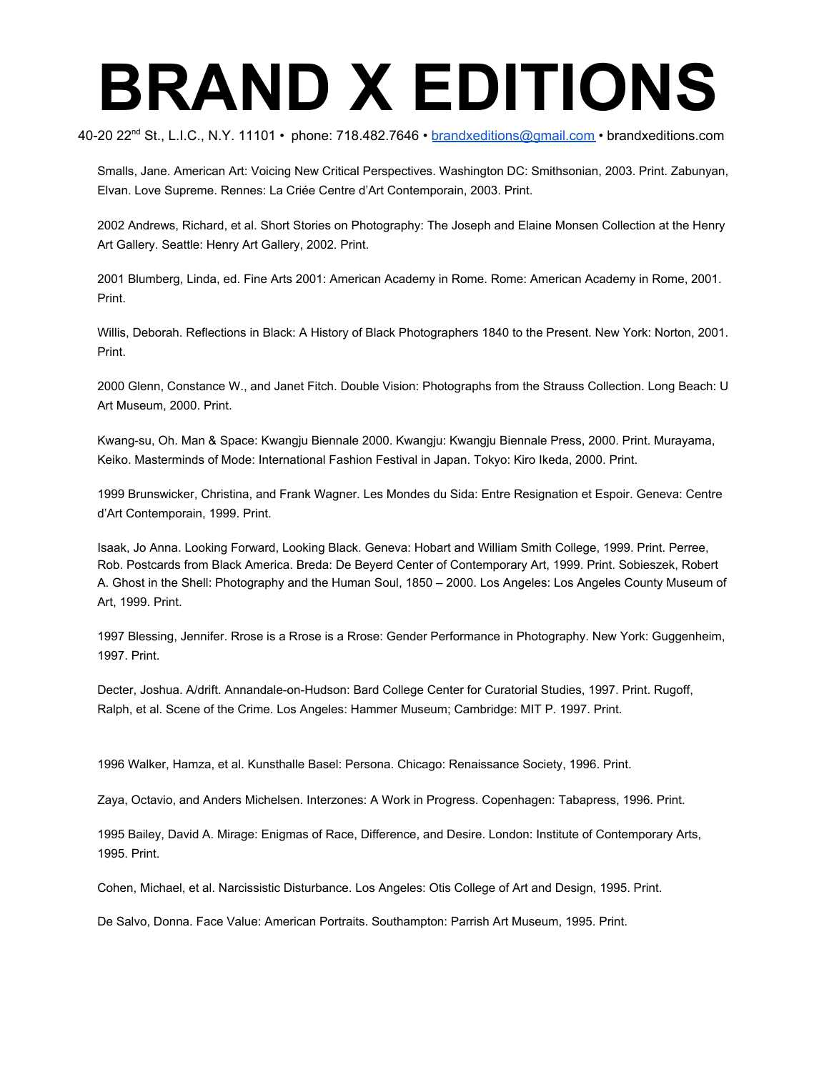Smalls, Jane. American Art: Voicing New Critical Perspectives. Washington DC: Smithsonian, 2003. Print. Zabunyan, Elvan. Love Supreme. Rennes: La Criée Centre d'Art Contemporain, 2003. Print.

2002 Andrews, Richard, et al. Short Stories on Photography: The Joseph and Elaine Monsen Collection at the Henry Art Gallery. Seattle: Henry Art Gallery, 2002. Print.

2001 Blumberg, Linda, ed. Fine Arts 2001: American Academy in Rome. Rome: American Academy in Rome, 2001. Print.

Willis, Deborah. Reflections in Black: A History of Black Photographers 1840 to the Present. New York: Norton, 2001. Print.

2000 Glenn, Constance W., and Janet Fitch. Double Vision: Photographs from the Strauss Collection. Long Beach: U Art Museum, 2000. Print.

Kwang-su, Oh. Man & Space: Kwangju Biennale 2000. Kwangju: Kwangju Biennale Press, 2000. Print. Murayama, Keiko. Masterminds of Mode: International Fashion Festival in Japan. Tokyo: Kiro Ikeda, 2000. Print.

1999 Brunswicker, Christina, and Frank Wagner. Les Mondes du Sida: Entre Resignation et Espoir. Geneva: Centre d'Art Contemporain, 1999. Print.

Isaak, Jo Anna. Looking Forward, Looking Black. Geneva: Hobart and William Smith College, 1999. Print. Perree, Rob. Postcards from Black America. Breda: De Beyerd Center of Contemporary Art, 1999. Print. Sobieszek, Robert A. Ghost in the Shell: Photography and the Human Soul, 1850 – 2000. Los Angeles: Los Angeles County Museum of Art, 1999. Print.

1997 Blessing, Jennifer. Rrose is a Rrose is a Rrose: Gender Performance in Photography. New York: Guggenheim, 1997. Print.

Decter, Joshua. A/drift. Annandale-on-Hudson: Bard College Center for Curatorial Studies, 1997. Print. Rugoff, Ralph, et al. Scene of the Crime. Los Angeles: Hammer Museum; Cambridge: MIT P. 1997. Print.

1996 Walker, Hamza, et al. Kunsthalle Basel: Persona. Chicago: Renaissance Society, 1996. Print.

Zaya, Octavio, and Anders Michelsen. Interzones: A Work in Progress. Copenhagen: Tabapress, 1996. Print.

1995 Bailey, David A. Mirage: Enigmas of Race, Difference, and Desire. London: Institute of Contemporary Arts, 1995. Print.

Cohen, Michael, et al. Narcissistic Disturbance. Los Angeles: Otis College of Art and Design, 1995. Print.

De Salvo, Donna. Face Value: American Portraits. Southampton: Parrish Art Museum, 1995. Print.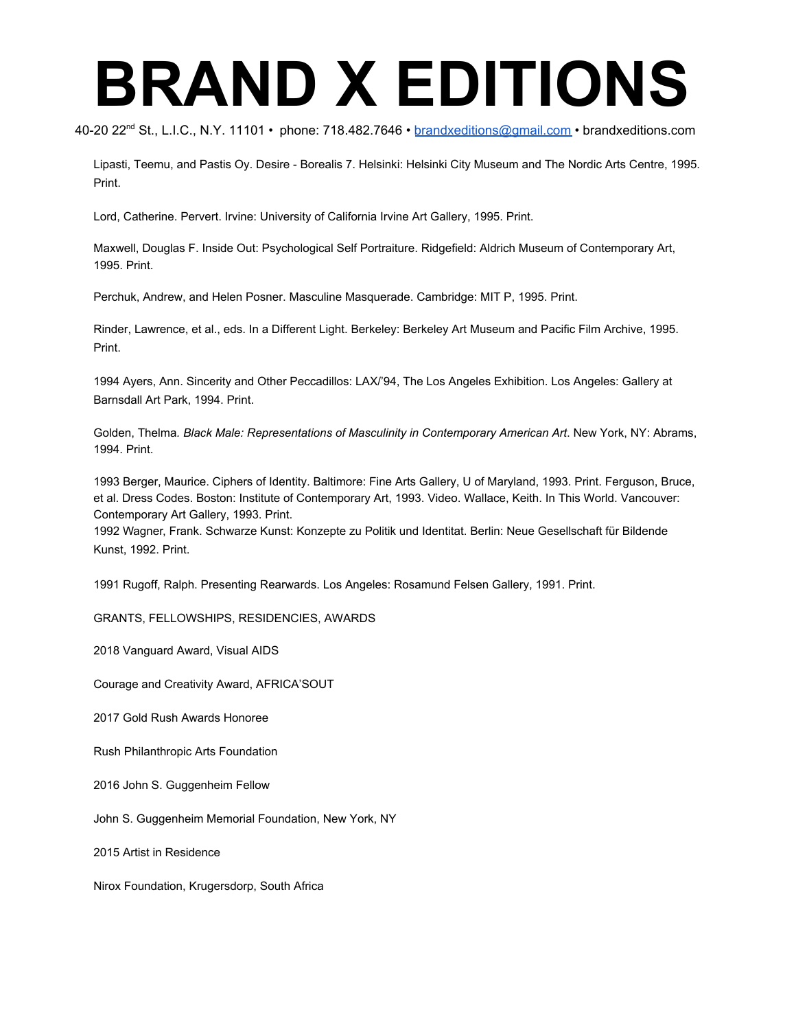# BRAND X EDITIONS

40-20 22nd St., L.I.C., N.Y. 11101 • phone: 718.482.7646 • brandxeditions@gmail.com • brandxeditions.com

Lipasti, Teemu, and Pastis Oy. Desire - Borealis 7. Helsinki: Helsinki City Museum and The Nordic Arts Centre, 1995. Print.

Lord, Catherine. Pervert. Irvine: University of California Irvine Art Gallery, 1995. Print.

Maxwell, Douglas F. Inside Out: Psychological Self Portraiture. Ridgefield: Aldrich Museum of Contemporary Art, 1995. Print.

Perchuk, Andrew, and Helen Posner. Masculine Masquerade. Cambridge: MIT P, 1995. Print.

Rinder, Lawrence, et al., eds. In a Different Light. Berkeley: Berkeley Art Museum and Pacific Film Archive, 1995. Print.

1994 Ayers, Ann. Sincerity and Other Peccadillos: LAX/'94, The Los Angeles Exhibition. Los Angeles: Gallery at Barnsdall Art Park, 1994. Print.

Golden, Thelma. *Black Male: Representations of Masculinity in Contemporary American Art*. New York, NY: Abrams, 1994. Print.

1993 Berger, Maurice. Ciphers of Identity. Baltimore: Fine Arts Gallery, U of Maryland, 1993. Print. Ferguson, Bruce, et al. Dress Codes. Boston: Institute of Contemporary Art, 1993. Video. Wallace, Keith. In This World. Vancouver: Contemporary Art Gallery, 1993. Print.
1992 Wagner, Frank. Schwarze Kunst: Konzepte zu Politik und Identitat. Berlin: Neue Gesellschaft für Bildende Kunst, 1992. Print.

1991 Rugoff, Ralph. Presenting Rearwards. Los Angeles: Rosamund Felsen Gallery, 1991. Print.

GRANTS, FELLOWSHIPS, RESIDENCIES, AWARDS

2018 Vanguard Award, Visual AIDS

Courage and Creativity Award, AFRICA'SOUT

2017 Gold Rush Awards Honoree

Rush Philanthropic Arts Foundation

2016 John S. Guggenheim Fellow

John S. Guggenheim Memorial Foundation, New York, NY

2015 Artist in Residence

Nirox Foundation, Krugersdorp, South Africa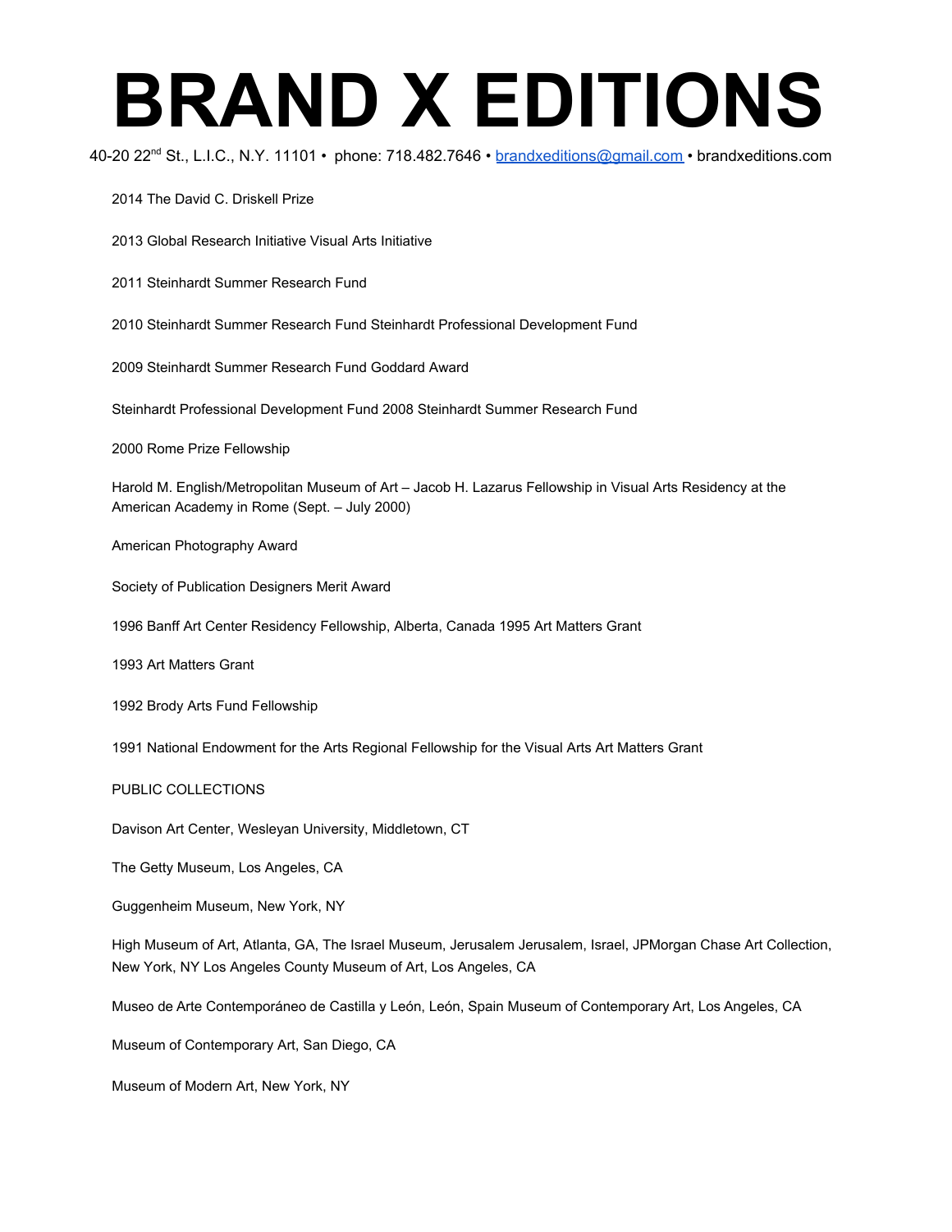# BRAND X EDITIONS

40-20 22nd St., L.I.C., N.Y. 11101 • phone: 718.482.7646 • brandxeditions@gmail.com • brandxeditions.com

2014 The David C. Driskell Prize

2013 Global Research Initiative Visual Arts Initiative

2011 Steinhardt Summer Research Fund

2010 Steinhardt Summer Research Fund Steinhardt Professional Development Fund

2009 Steinhardt Summer Research Fund Goddard Award

Steinhardt Professional Development Fund 2008 Steinhardt Summer Research Fund

2000 Rome Prize Fellowship

Harold M. English/Metropolitan Museum of Art – Jacob H. Lazarus Fellowship in Visual Arts Residency at the American Academy in Rome (Sept. – July 2000)

American Photography Award

Society of Publication Designers Merit Award

1996 Banff Art Center Residency Fellowship, Alberta, Canada 1995 Art Matters Grant

1993 Art Matters Grant

1992 Brody Arts Fund Fellowship

1991 National Endowment for the Arts Regional Fellowship for the Visual Arts Art Matters Grant

PUBLIC COLLECTIONS

Davison Art Center, Wesleyan University, Middletown, CT

The Getty Museum, Los Angeles, CA

Guggenheim Museum, New York, NY

High Museum of Art, Atlanta, GA, The Israel Museum, Jerusalem Jerusalem, Israel, JPMorgan Chase Art Collection, New York, NY Los Angeles County Museum of Art, Los Angeles, CA

Museo de Arte Contemporáneo de Castilla y León, León, Spain Museum of Contemporary Art, Los Angeles, CA

Museum of Contemporary Art, San Diego, CA

Museum of Modern Art, New York, NY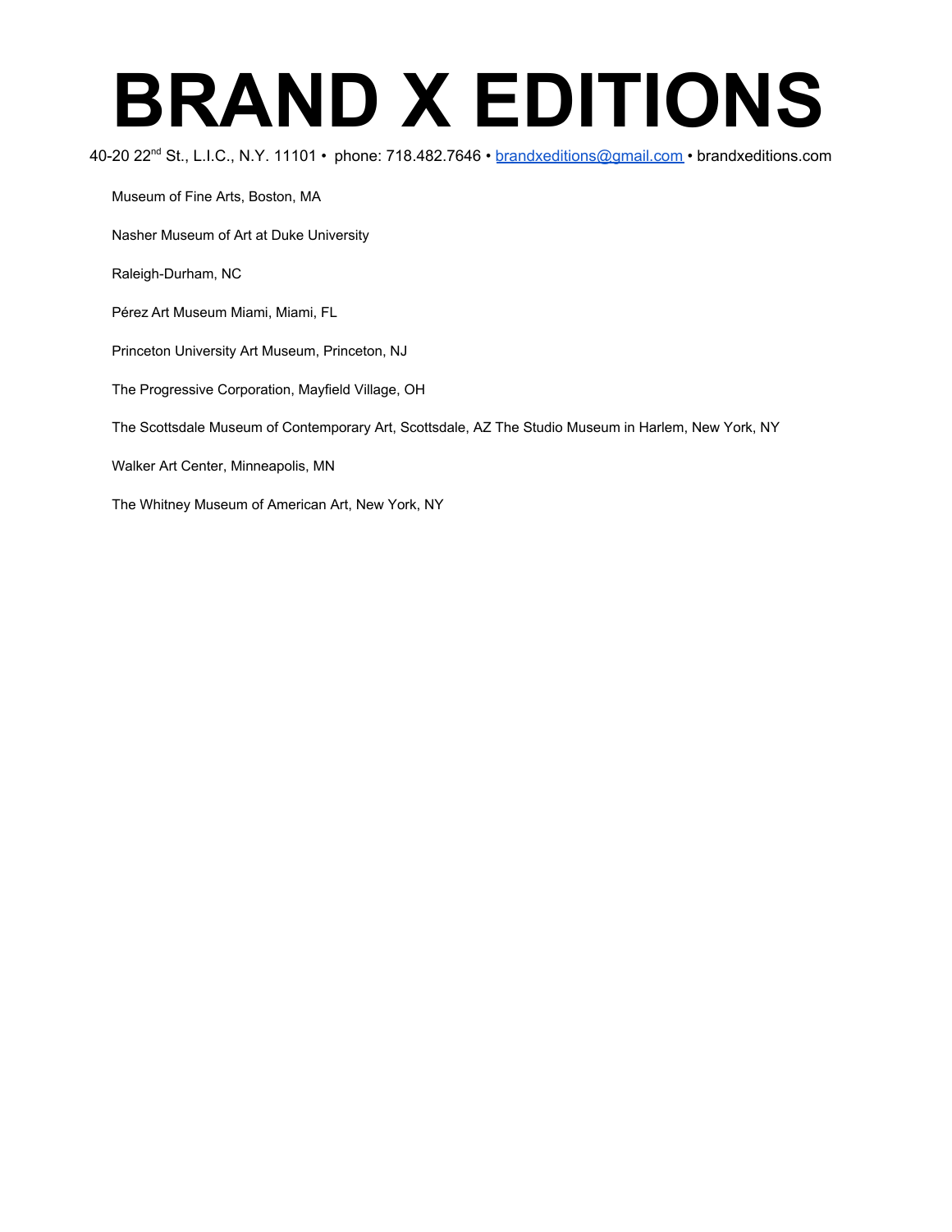# BRAND X EDITIONS

40-20 22nd St., L.I.C., N.Y. 11101 • phone: 718.482.7646 • brandxeditions@gmail.com • brandxeditions.com

Museum of Fine Arts, Boston, MA

Nasher Museum of Art at Duke University

Raleigh-Durham, NC

Pérez Art Museum Miami, Miami, FL

Princeton University Art Museum, Princeton, NJ

The Progressive Corporation, Mayfield Village, OH

The Scottsdale Museum of Contemporary Art, Scottsdale, AZ The Studio Museum in Harlem, New York, NY

Walker Art Center, Minneapolis, MN

The Whitney Museum of American Art, New York, NY